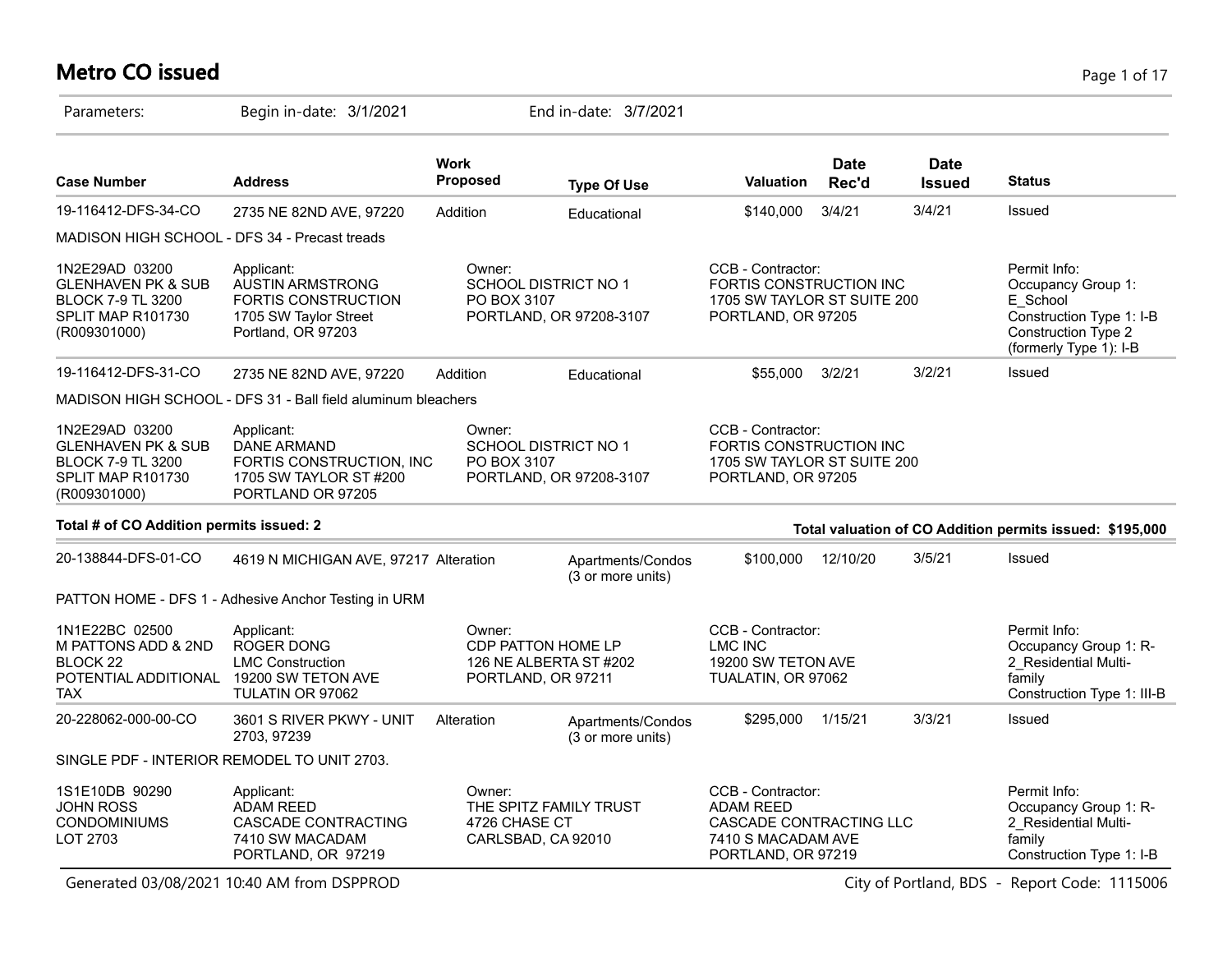# Metro CO issued

Parameters: Begin in-date: 3/1/2021 End in-date: 3/7/2021

| Case Number | Address | Work Proposed | Type Of Use | Valuation | Date Rec'd | Date Issued | Status |
|---|---|---|---|---|---|---|---|
| 19-116412-DFS-34-CO | 2735 NE 82ND AVE, 97220 | Addition | Educational | $140,000 | 3/4/21 | 3/4/21 | Issued |

MADISON HIGH SCHOOL - DFS 34 - Precast treads

| | | | | |
|---|---|---|---|---|
| 1N2E29AD 03200<br>GLENHAVEN PK & SUB<br>BLOCK 7-9 TL 3200<br>SPLIT MAP R101730<br>(R009301000) | Applicant:<br>AUSTIN ARMSTRONG<br>FORTIS CONSTRUCTION<br>1705 SW Taylor Street<br>Portland, OR 97203 | Owner:<br>SCHOOL DISTRICT NO 1<br>PO BOX 3107<br>PORTLAND, OR 97208-3107 | CCB - Contractor:<br>FORTIS CONSTRUCTION INC<br>1705 SW TAYLOR ST SUITE 200<br>PORTLAND, OR 97205 | Permit Info:<br>Occupancy Group 1: E_School<br>Construction Type 1: I-B<br>Construction Type 2 (formerly Type 1): I-B |

| Case Number | Address | Work Proposed | Type Of Use | Valuation | Date Rec'd | Date Issued | Status |
|---|---|---|---|---|---|---|---|
| 19-116412-DFS-31-CO | 2735 NE 82ND AVE, 97220 | Addition | Educational | $55,000 | 3/2/21 | 3/2/21 | Issued |

MADISON HIGH SCHOOL - DFS 31 - Ball field aluminum bleachers

| | | | |
|---|---|---|---|
| 1N2E29AD 03200<br>GLENHAVEN PK & SUB<br>BLOCK 7-9 TL 3200<br>SPLIT MAP R101730<br>(R009301000) | Applicant:<br>DANE ARMAND<br>FORTIS CONSTRUCTION, INC<br>1705 SW TAYLOR ST #200<br>PORTLAND OR 97205 | Owner:<br>SCHOOL DISTRICT NO 1<br>PO BOX 3107<br>PORTLAND, OR 97208-3107 | CCB - Contractor:<br>FORTIS CONSTRUCTION INC<br>1705 SW TAYLOR ST SUITE 200<br>PORTLAND, OR 97205 |

**Total # of CO Addition permits issued: 2**

**Total valuation of CO Addition permits issued: $195,000**

| Case Number | Address | Work Proposed | Type Of Use | Valuation | Date Rec'd | Date Issued | Status |
|---|---|---|---|---|---|---|---|
| 20-138844-DFS-01-CO | 4619 N MICHIGAN AVE, 97217 | Alteration | Apartments/Condos (3 or more units) | $100,000 | 12/10/20 | 3/5/21 | Issued |

PATTON HOME - DFS 1 - Adhesive Anchor Testing in URM

| | | | | |
|---|---|---|---|---|
| 1N1E22BC 02500<br>M PATTONS ADD & 2ND<br>BLOCK 22<br>POTENTIAL ADDITIONAL TAX | Applicant:<br>ROGER DONG<br>LMC Construction<br>19200 SW TETON AVE<br>TULATIN OR 97062 | Owner:<br>CDP PATTON HOME LP<br>126 NE ALBERTA ST #202<br>PORTLAND, OR 97211 | CCB - Contractor:<br>LMC INC<br>19200 SW TETON AVE<br>TUALATIN, OR 97062 | Permit Info:<br>Occupancy Group 1: R-2_Residential Multi-family<br>Construction Type 1: III-B |

| Case Number | Address | Work Proposed | Type Of Use | Valuation | Date Rec'd | Date Issued | Status |
|---|---|---|---|---|---|---|---|
| 20-228062-000-00-CO | 3601 S RIVER PKWY - UNIT 2703, 97239 | Alteration | Apartments/Condos (3 or more units) | $295,000 | 1/15/21 | 3/3/21 | Issued |

SINGLE PDF - INTERIOR REMODEL TO UNIT 2703.

| | | | | |
|---|---|---|---|---|
| 1S1E10DB 90290<br>JOHN ROSS<br>CONDOMINIUMS<br>LOT 2703 | Applicant:<br>ADAM REED<br>CASCADE CONTRACTING<br>7410 SW MACADAM<br>PORTLAND, OR 97219 | Owner:<br>THE SPITZ FAMILY TRUST<br>4726 CHASE CT<br>CARLSBAD, CA 92010 | CCB - Contractor:<br>ADAM REED<br>CASCADE CONTRACTING LLC<br>7410 S MACADAM AVE<br>PORTLAND, OR 97219 | Permit Info:<br>Occupancy Group 1: R-2_Residential Multi-family<br>Construction Type 1: I-B |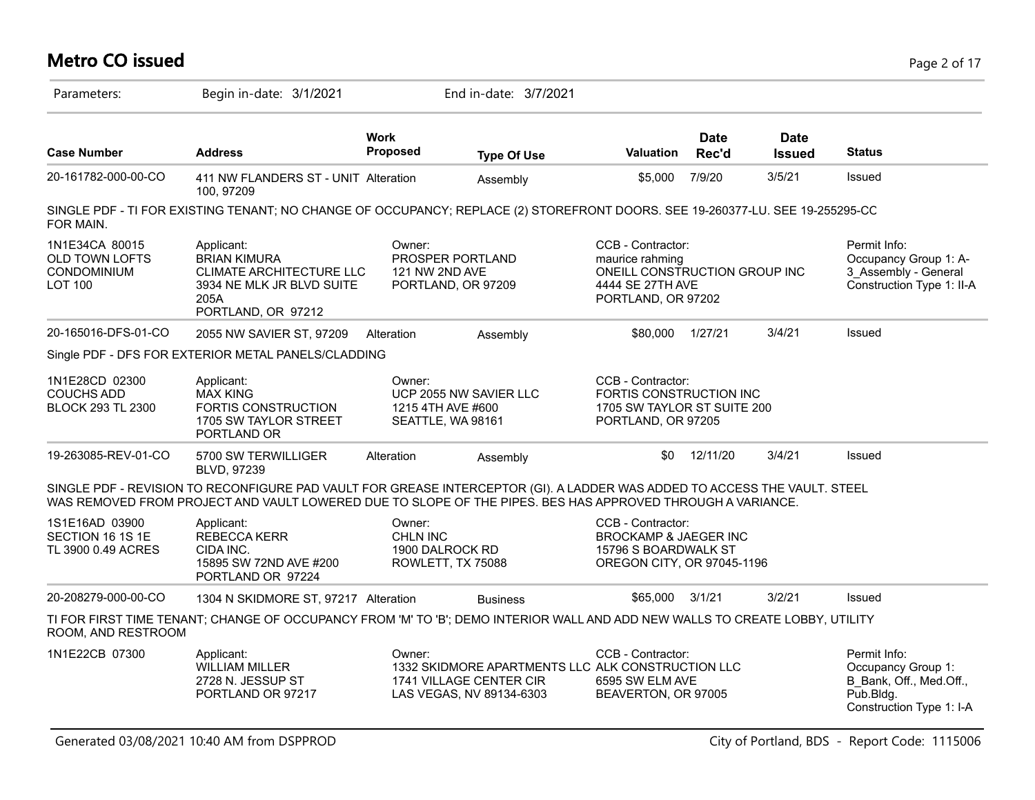# Metro CO issued

Parameters: Begin in-date: 3/1/2021 End in-date: 3/7/2021

| Case Number | Address | Work Proposed | Type Of Use | Valuation | Date Rec'd | Date Issued | Status |
|---|---|---|---|---|---|---|---|
| 20-161782-000-00-CO | 411 NW FLANDERS ST - UNIT 100, 97209 | Alteration | Assembly | $5,000 | 7/9/20 | 3/5/21 | Issued |

SINGLE PDF - TI FOR EXISTING TENANT; NO CHANGE OF OCCUPANCY; REPLACE (2) STOREFRONT DOORS. SEE 19-260377-LU. SEE 19-255295-CC FOR MAIN.

| | Applicant | Owner | CCB - Contractor | Permit Info |
|---|---|---|---|---|
| 1N1E34CA 80015<br>OLD TOWN LOFTS CONDOMINIUM<br>LOT 100 | BRIAN KIMURA<br>CLIMATE ARCHITECTURE LLC<br>3934 NE MLK JR BLVD SUITE 205A<br>PORTLAND, OR 97212 | PROSPER PORTLAND<br>121 NW 2ND AVE<br>PORTLAND, OR 97209 | maurice rahming<br>ONEILL CONSTRUCTION GROUP INC<br>4444 SE 27TH AVE<br>PORTLAND, OR 97202 | Occupancy Group 1: A-3_Assembly - General<br>Construction Type 1: II-A |

| Case Number | Address | Work Proposed | Type Of Use | Valuation | Date Rec'd | Date Issued | Status |
|---|---|---|---|---|---|---|---|
| 20-165016-DFS-01-CO | 2055 NW SAVIER ST, 97209 | Alteration | Assembly | $80,000 | 1/27/21 | 3/4/21 | Issued |

Single PDF - DFS FOR EXTERIOR METAL PANELS/CLADDING

| | Applicant | Owner | CCB - Contractor |
|---|---|---|---|
| 1N1E28CD 02300<br>COUCHS ADD<br>BLOCK 293 TL 2300 | MAX KING<br>FORTIS CONSTRUCTION<br>1705 SW TAYLOR STREET<br>PORTLAND OR | UCP 2055 NW SAVIER LLC<br>1215 4TH AVE #600<br>SEATTLE, WA 98161 | FORTIS CONSTRUCTION INC<br>1705 SW TAYLOR ST SUITE 200<br>PORTLAND, OR 97205 |

| Case Number | Address | Work Proposed | Type Of Use | Valuation | Date Rec'd | Date Issued | Status |
|---|---|---|---|---|---|---|---|
| 19-263085-REV-01-CO | 5700 SW TERWILLIGER BLVD, 97239 | Alteration | Assembly | $0 | 12/11/20 | 3/4/21 | Issued |

SINGLE PDF - REVISION TO RECONFIGURE PAD VAULT FOR GREASE INTERCEPTOR (GI). A LADDER WAS ADDED TO ACCESS THE VAULT. STEEL WAS REMOVED FROM PROJECT AND VAULT LOWERED DUE TO SLOPE OF THE PIPES. BES HAS APPROVED THROUGH A VARIANCE.

| | Applicant | Owner | CCB - Contractor |
|---|---|---|---|
| 1S1E16AD 03900<br>SECTION 16 1S 1E<br>TL 3900 0.49 ACRES | REBECCA KERR<br>CIDA INC.<br>15895 SW 72ND AVE #200<br>PORTLAND OR 97224 | CHLN INC<br>1900 DALROCK RD<br>ROWLETT, TX 75088 | BROCKAMP & JAEGER INC<br>15796 S BOARDWALK ST<br>OREGON CITY, OR 97045-1196 |

| Case Number | Address | Work Proposed | Type Of Use | Valuation | Date Rec'd | Date Issued | Status |
|---|---|---|---|---|---|---|---|
| 20-208279-000-00-CO | 1304 N SKIDMORE ST, 97217 | Alteration | Business | $65,000 | 3/1/21 | 3/2/21 | Issued |

TI FOR FIRST TIME TENANT; CHANGE OF OCCUPANCY FROM 'M' TO 'B'; DEMO INTERIOR WALL AND ADD NEW WALLS TO CREATE LOBBY, UTILITY ROOM, AND RESTROOM

| | Applicant | Owner | CCB - Contractor | Permit Info |
|---|---|---|---|---|
| 1N1E22CB 07300 | WILLIAM MILLER<br>2728 N. JESSUP ST<br>PORTLAND OR 97217 | 1332 SKIDMORE APARTMENTS LLC<br>1741 VILLAGE CENTER CIR<br>LAS VEGAS, NV 89134-6303 | ALK CONSTRUCTION LLC<br>6595 SW ELM AVE<br>BEAVERTON, OR 97005 | Occupancy Group 1: B_Bank, Off., Med.Off., Pub.Bldg.<br>Construction Type 1: I-A |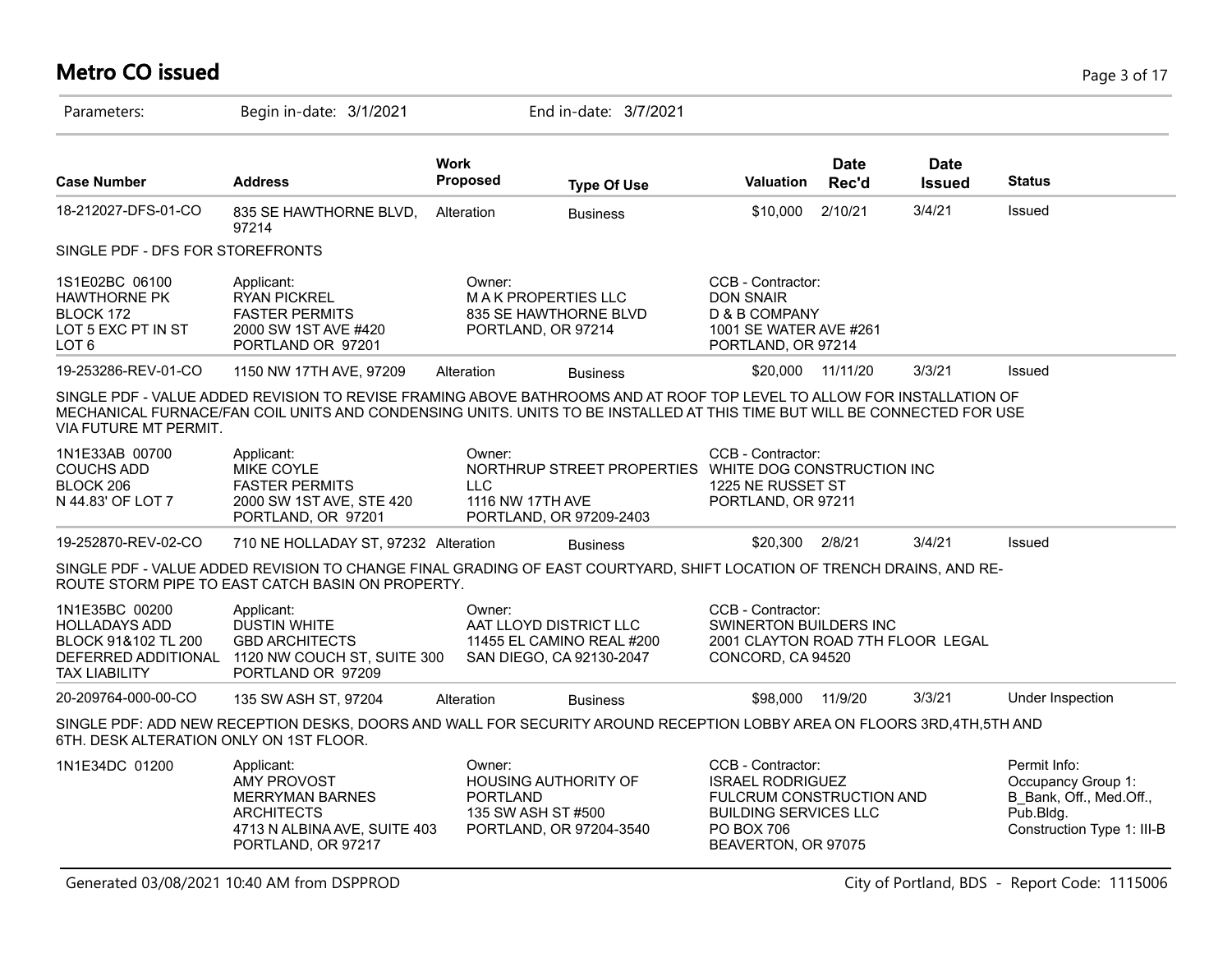# Metro CO issued

Parameters: Begin in-date: 3/1/2021 End in-date: 3/7/2021

| Case Number | Address | Work Proposed | Type Of Use | Valuation | Date Rec'd | Date Issued | Status |
|---|---|---|---|---|---|---|---|
| 18-212027-DFS-01-CO | 835 SE HAWTHORNE BLVD, 97214 | Alteration | Business | $10,000 | 2/10/21 | 3/4/21 | Issued |

SINGLE PDF - DFS FOR STOREFRONTS

| Legal Description | Applicant | Owner | CCB - Contractor |
|---|---|---|---|
| 1S1E02BC 06100<br>HAWTHORNE PK<br>BLOCK 172<br>LOT 5 EXC PT IN ST<br>LOT 6 | RYAN PICKREL<br>FASTER PERMITS<br>2000 SW 1ST AVE #420<br>PORTLAND OR 97201 | M A K PROPERTIES LLC<br>835 SE HAWTHORNE BLVD<br>PORTLAND, OR 97214 | DON SNAIR<br>D & B COMPANY<br>1001 SE WATER AVE #261<br>PORTLAND, OR 97214 |

| Case Number | Address | Work Proposed | Type Of Use | Valuation | Date Rec'd | Date Issued | Status |
|---|---|---|---|---|---|---|---|
| 19-253286-REV-01-CO | 1150 NW 17TH AVE, 97209 | Alteration | Business | $20,000 | 11/11/20 | 3/3/21 | Issued |

SINGLE PDF - VALUE ADDED REVISION TO REVISE FRAMING ABOVE BATHROOMS AND AT ROOF TOP LEVEL TO ALLOW FOR INSTALLATION OF MECHANICAL FURNACE/FAN COIL UNITS AND CONDENSING UNITS. UNITS TO BE INSTALLED AT THIS TIME BUT WILL BE CONNECTED FOR USE VIA FUTURE MT PERMIT.

| Legal Description | Applicant | Owner | CCB - Contractor |
|---|---|---|---|
| 1N1E33AB 00700<br>COUCHS ADD<br>BLOCK 206<br>N 44.83' OF LOT 7 | MIKE COYLE<br>FASTER PERMITS<br>2000 SW 1ST AVE, STE 420<br>PORTLAND, OR 97201 | NORTHRUP STREET PROPERTIES LLC<br>1116 NW 17TH AVE<br>PORTLAND, OR 97209-2403 | WHITE DOG CONSTRUCTION INC<br>1225 NE RUSSET ST<br>PORTLAND, OR 97211 |

| Case Number | Address | Work Proposed | Type Of Use | Valuation | Date Rec'd | Date Issued | Status |
|---|---|---|---|---|---|---|---|
| 19-252870-REV-02-CO | 710 NE HOLLADAY ST, 97232 | Alteration | Business | $20,300 | 2/8/21 | 3/4/21 | Issued |

SINGLE PDF - VALUE ADDED REVISION TO CHANGE FINAL GRADING OF EAST COURTYARD, SHIFT LOCATION OF TRENCH DRAINS, AND RE-ROUTE STORM PIPE TO EAST CATCH BASIN ON PROPERTY.

| Legal Description | Applicant | Owner | CCB - Contractor |
|---|---|---|---|
| 1N1E35BC 00200<br>HOLLADAYS ADD<br>BLOCK 91&102 TL 200<br>DEFERRED ADDITIONAL TAX LIABILITY | DUSTIN WHITE<br>GBD ARCHITECTS<br>1120 NW COUCH ST, SUITE 300<br>PORTLAND OR 97209 | AAT LLOYD DISTRICT LLC<br>11455 EL CAMINO REAL #200<br>SAN DIEGO, CA 92130-2047 | SWINERTON BUILDERS INC<br>2001 CLAYTON ROAD 7TH FLOOR LEGAL<br>CONCORD, CA 94520 |

| Case Number | Address | Work Proposed | Type Of Use | Valuation | Date Rec'd | Date Issued | Status |
|---|---|---|---|---|---|---|---|
| 20-209764-000-00-CO | 135 SW ASH ST, 97204 | Alteration | Business | $98,000 | 11/9/20 | 3/3/21 | Under Inspection |

SINGLE PDF: ADD NEW RECEPTION DESKS, DOORS AND WALL FOR SECURITY AROUND RECEPTION LOBBY AREA ON FLOORS 3RD,4TH,5TH AND 6TH. DESK ALTERATION ONLY ON 1ST FLOOR.

| Legal Description | Applicant | Owner | CCB - Contractor | Permit Info |
|---|---|---|---|---|
| 1N1E34DC 01200 | AMY PROVOST<br>MERRYMAN BARNES ARCHITECTS<br>4713 N ALBINA AVE, SUITE 403<br>PORTLAND, OR 97217 | HOUSING AUTHORITY OF PORTLAND<br>135 SW ASH ST #500<br>PORTLAND, OR 97204-3540 | ISRAEL RODRIGUEZ<br>FULCRUM CONSTRUCTION AND BUILDING SERVICES LLC<br>PO BOX 706<br>BEAVERTON, OR 97075 | Occupancy Group 1: B_Bank, Off., Med.Off., Pub.Bldg.<br>Construction Type 1: III-B |

Generated 03/08/2021 10:40 AM from DSPPROD

City of Portland, BDS - Report Code: 1115006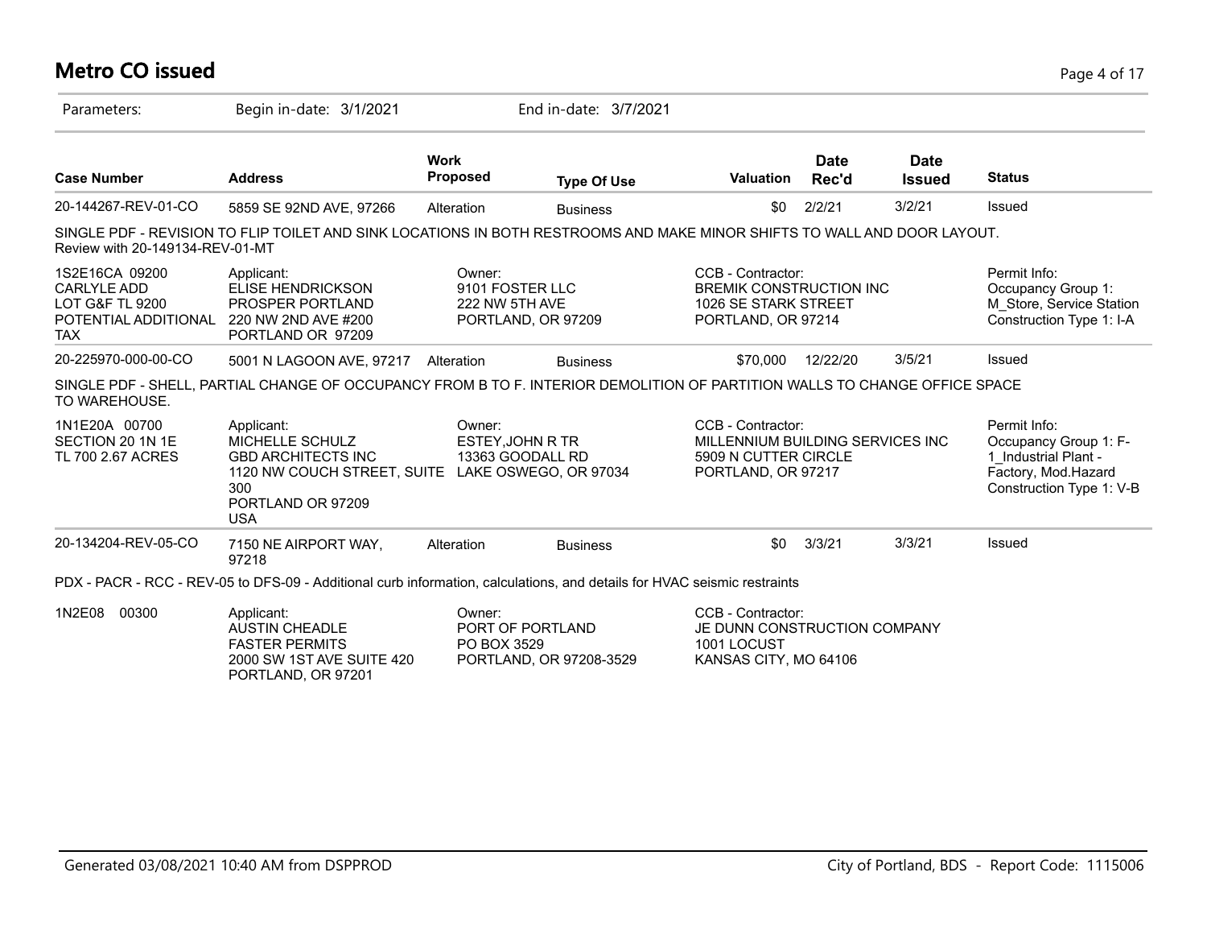# Metro CO issued

Parameters: Begin in-date: 3/1/2021 End in-date: 3/7/2021

| Case Number | Address | Work Proposed | Type Of Use | Valuation | Date Rec'd | Date Issued | Status |
|---|---|---|---|---|---|---|---|
| 20-144267-REV-01-CO | 5859 SE 92ND AVE, 97266 | Alteration | Business | $0 | 2/2/21 | 3/2/21 | Issued |

SINGLE PDF - REVISION TO FLIP TOILET AND SINK LOCATIONS IN BOTH RESTROOMS AND MAKE MINOR SHIFTS TO WALL AND DOOR LAYOUT. Review with 20-149134-REV-01-MT

| | Applicant | Owner | CCB - Contractor | Permit Info |
|---|---|---|---|---|
| 1S2E16CA 09200 CARLYLE ADD LOT G&F TL 9200 POTENTIAL ADDITIONAL TAX | ELISE HENDRICKSON PROSPER PORTLAND 220 NW 2ND AVE #200 PORTLAND OR 97209 | 9101 FOSTER LLC 222 NW 5TH AVE PORTLAND, OR 97209 | BREMIK CONSTRUCTION INC 1026 SE STARK STREET PORTLAND, OR 97214 | Occupancy Group 1: M_Store, Service Station Construction Type 1: I-A |

| Case Number | Address | Work Proposed | Type Of Use | Valuation | Date Rec'd | Date Issued | Status |
|---|---|---|---|---|---|---|---|
| 20-225970-000-00-CO | 5001 N LAGOON AVE, 97217 | Alteration | Business | $70,000 | 12/22/20 | 3/5/21 | Issued |

SINGLE PDF - SHELL, PARTIAL CHANGE OF OCCUPANCY FROM B TO F. INTERIOR DEMOLITION OF PARTITION WALLS TO CHANGE OFFICE SPACE TO WAREHOUSE.

| | Applicant | Owner | CCB - Contractor | Permit Info |
|---|---|---|---|---|
| 1N1E20A 00700 SECTION 20 1N 1E TL 700 2.67 ACRES | MICHELLE SCHULZ GBD ARCHITECTS INC 1120 NW COUCH STREET, SUITE 300 PORTLAND OR 97209 USA | ESTEY,JOHN R TR 13363 GOODALL RD LAKE OSWEGO, OR 97034 | MILLENNIUM BUILDING SERVICES INC 5909 N CUTTER CIRCLE PORTLAND, OR 97217 | Occupancy Group 1: F-1_Industrial Plant - Factory, Mod.Hazard Construction Type 1: V-B |

| Case Number | Address | Work Proposed | Type Of Use | Valuation | Date Rec'd | Date Issued | Status |
|---|---|---|---|---|---|---|---|
| 20-134204-REV-05-CO | 7150 NE AIRPORT WAY, 97218 | Alteration | Business | $0 | 3/3/21 | 3/3/21 | Issued |

PDX - PACR - RCC - REV-05 to DFS-09 - Additional curb information, calculations, and details for HVAC seismic restraints

| | Applicant | Owner | CCB - Contractor |
|---|---|---|---|
| 1N2E08 00300 | AUSTIN CHEADLE FASTER PERMITS 2000 SW 1ST AVE SUITE 420 PORTLAND, OR 97201 | PORT OF PORTLAND PO BOX 3529 PORTLAND, OR 97208-3529 | JE DUNN CONSTRUCTION COMPANY 1001 LOCUST KANSAS CITY, MO 64106 |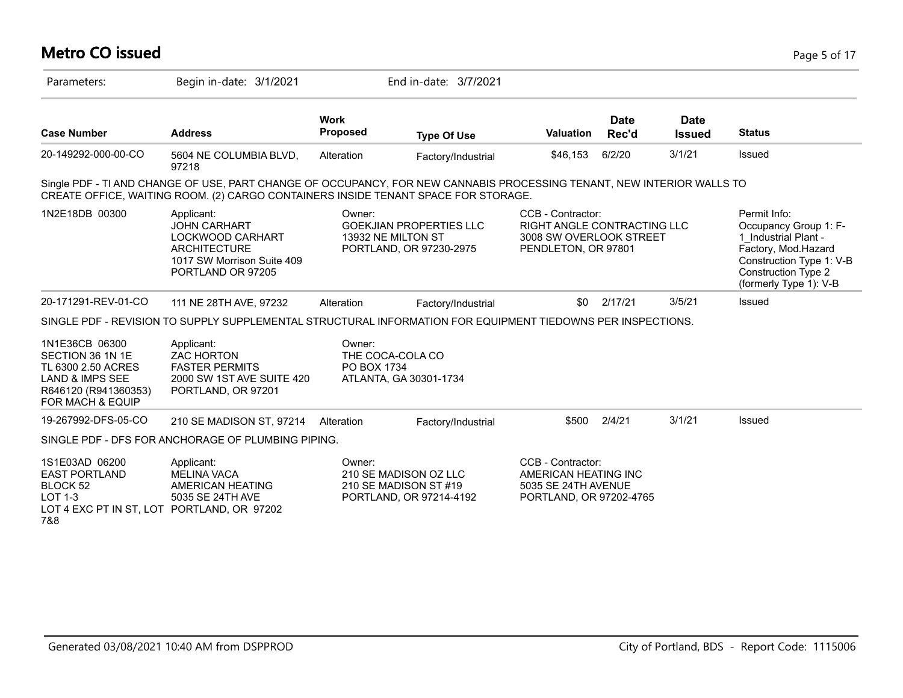# Metro CO issued

Parameters: Begin in-date: 3/1/2021 End in-date: 3/7/2021

| Case Number | Address | Work Proposed | Type Of Use | Valuation | Date Rec'd | Date Issued | Status |
|---|---|---|---|---|---|---|---|
| 20-149292-000-00-CO | 5604 NE COLUMBIA BLVD, 97218 | Alteration | Factory/Industrial | $46,153 | 6/2/20 | 3/1/21 | Issued |

Single PDF - TI AND CHANGE OF USE, PART CHANGE OF OCCUPANCY, FOR NEW CANNABIS PROCESSING TENANT, NEW INTERIOR WALLS TO CREATE OFFICE, WAITING ROOM. (2) CARGO CONTAINERS INSIDE TENANT SPACE FOR STORAGE.

1N2E18DB 00300

Applicant:
JOHN CARHART
LOCKWOOD CARHART ARCHITECTURE
1017 SW Morrison Suite 409
PORTLAND OR 97205

Owner:
GOEKJIAN PROPERTIES LLC
13932 NE MILTON ST
PORTLAND, OR 97230-2975

CCB - Contractor:
RIGHT ANGLE CONTRACTING LLC
3008 SW OVERLOOK STREET
PENDLETON, OR 97801

Permit Info:
Occupancy Group 1: F-1_Industrial Plant - Factory, Mod.Hazard
Construction Type 1: V-B
Construction Type 2 (formerly Type 1): V-B

| Case Number | Address | Work Proposed | Type Of Use | Valuation | Date Rec'd | Date Issued | Status |
|---|---|---|---|---|---|---|---|
| 20-171291-REV-01-CO | 111 NE 28TH AVE, 97232 | Alteration | Factory/Industrial | $0 | 2/17/21 | 3/5/21 | Issued |

SINGLE PDF - REVISION TO SUPPLY SUPPLEMENTAL STRUCTURAL INFORMATION FOR EQUIPMENT TIEDOWNS PER INSPECTIONS.

1N1E36CB 06300
SECTION 36 1N 1E
TL 6300 2.50 ACRES
LAND & IMPS SEE
R646120 (R941360353)
FOR MACH & EQUIP

Applicant:
ZAC HORTON
FASTER PERMITS
2000 SW 1ST AVE SUITE 420
PORTLAND, OR 97201

Owner:
THE COCA-COLA CO
PO BOX 1734
ATLANTA, GA 30301-1734

| Case Number | Address | Work Proposed | Type Of Use | Valuation | Date Rec'd | Date Issued | Status |
|---|---|---|---|---|---|---|---|
| 19-267992-DFS-05-CO | 210 SE MADISON ST, 97214 | Alteration | Factory/Industrial | $500 | 2/4/21 | 3/1/21 | Issued |

SINGLE PDF - DFS FOR ANCHORAGE OF PLUMBING PIPING.

1S1E03AD 06200
EAST PORTLAND
BLOCK 52
LOT 1-3
LOT 4 EXC PT IN ST, LOT 7&8

Applicant:
MELINA VACA
AMERICAN HEATING
5035 SE 24TH AVE
PORTLAND, OR 97202

Owner:
210 SE MADISON OZ LLC
210 SE MADISON ST #19
PORTLAND, OR 97214-4192

CCB - Contractor:
AMERICAN HEATING INC
5035 SE 24TH AVENUE
PORTLAND, OR 97202-4765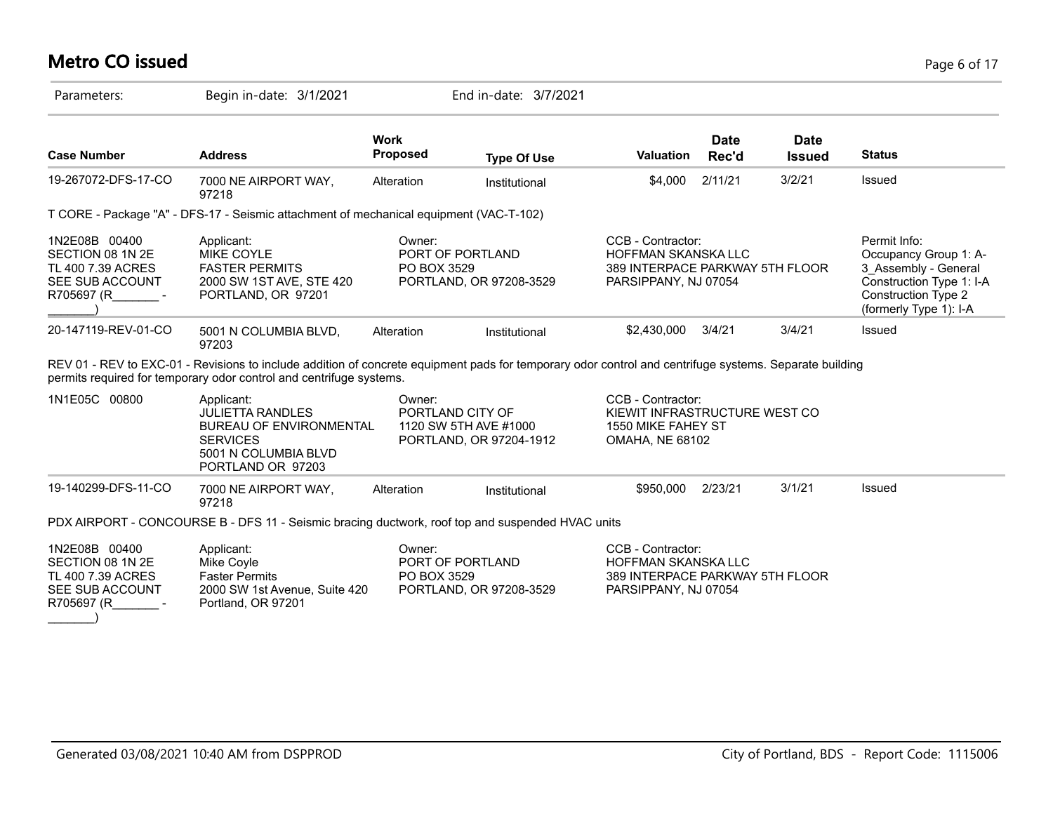# Metro CO issued

Parameters: Begin in-date: 3/1/2021 End in-date: 3/7/2021

| Case Number | Address | Work Proposed | Type Of Use | Valuation | Date Rec'd | Date Issued | Status |
|---|---|---|---|---|---|---|---|
| 19-267072-DFS-17-CO | 7000 NE AIRPORT WAY, 97218 | Alteration | Institutional | $4,000 | 2/11/21 | 3/2/21 | Issued |

T CORE - Package "A" - DFS-17 - Seismic attachment of mechanical equipment (VAC-T-102)

| | Applicant | Owner | CCB - Contractor | Permit Info |
|---|---|---|---|---|
| 1N2E08B 00400 SECTION 08 1N 2E TL 400 7.39 ACRES SEE SUB ACCOUNT R705697 (R_______ - _______) | MIKE COYLE FASTER PERMITS 2000 SW 1ST AVE, STE 420 PORTLAND, OR 97201 | PORT OF PORTLAND PO BOX 3529 PORTLAND, OR 97208-3529 | HOFFMAN SKANSKA LLC 389 INTERPACE PARKWAY 5TH FLOOR PARSIPPANY, NJ 07054 | Occupancy Group 1: A-3_Assembly - General Construction Type 1: I-A Construction Type 2 (formerly Type 1): I-A |

| Case Number | Address | Work Proposed | Type Of Use | Valuation | Date Rec'd | Date Issued | Status |
|---|---|---|---|---|---|---|---|
| 20-147119-REV-01-CO | 5001 N COLUMBIA BLVD, 97203 | Alteration | Institutional | $2,430,000 | 3/4/21 | 3/4/21 | Issued |

REV 01 - REV to EXC-01 - Revisions to include addition of concrete equipment pads for temporary odor control and centrifuge systems. Separate building permits required for temporary odor control and centrifuge systems.

| | Applicant | Owner | CCB - Contractor |
|---|---|---|---|
| 1N1E05C 00800 | JULIETTA RANDLES BUREAU OF ENVIRONMENTAL SERVICES 5001 N COLUMBIA BLVD PORTLAND OR 97203 | PORTLAND CITY OF 1120 SW 5TH AVE #1000 PORTLAND, OR 97204-1912 | KIEWIT INFRASTRUCTURE WEST CO 1550 MIKE FAHEY ST OMAHA, NE 68102 |

| Case Number | Address | Work Proposed | Type Of Use | Valuation | Date Rec'd | Date Issued | Status |
|---|---|---|---|---|---|---|---|
| 19-140299-DFS-11-CO | 7000 NE AIRPORT WAY, 97218 | Alteration | Institutional | $950,000 | 2/23/21 | 3/1/21 | Issued |

PDX AIRPORT - CONCOURSE B - DFS 11 - Seismic bracing ductwork, roof top and suspended HVAC units

| | Applicant | Owner | CCB - Contractor |
|---|---|---|---|
| 1N2E08B 00400 SECTION 08 1N 2E TL 400 7.39 ACRES SEE SUB ACCOUNT R705697 (R_______ - _______) | Mike Coyle Faster Permits 2000 SW 1st Avenue, Suite 420 Portland, OR 97201 | PORT OF PORTLAND PO BOX 3529 PORTLAND, OR 97208-3529 | HOFFMAN SKANSKA LLC 389 INTERPACE PARKWAY 5TH FLOOR PARSIPPANY, NJ 07054 |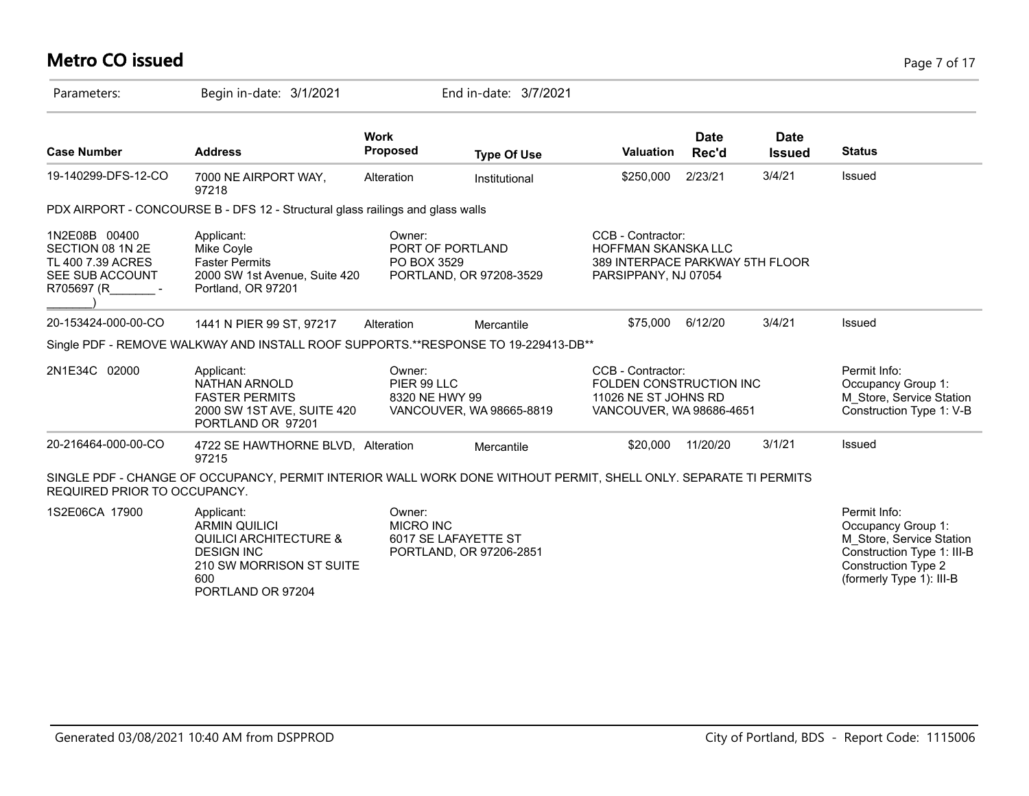# Metro CO issued

Parameters: Begin in-date: 3/1/2021 End in-date: 3/7/2021

| Case Number | Address | Work Proposed | Type Of Use | Valuation | Date Rec'd | Date Issued | Status |
|---|---|---|---|---|---|---|---|
| 19-140299-DFS-12-CO | 7000 NE AIRPORT WAY, 97218 | Alteration | Institutional | $250,000 | 2/23/21 | 3/4/21 | Issued |

PDX AIRPORT - CONCOURSE B - DFS 12 - Structural glass railings and glass walls

| | | | |
|---|---|---|---|
| 1N2E08B 00400<br>SECTION 08 1N 2E<br>TL 400 7.39 ACRES<br>SEE SUB ACCOUNT<br>R705697 (R_______ - _______) | Applicant:<br>Mike Coyle<br>Faster Permits<br>2000 SW 1st Avenue, Suite 420<br>Portland, OR 97201 | Owner:<br>PORT OF PORTLAND<br>PO BOX 3529<br>PORTLAND, OR 97208-3529 | CCB - Contractor:<br>HOFFMAN SKANSKA LLC<br>389 INTERPACE PARKWAY 5TH FLOOR<br>PARSIPPANY, NJ 07054 |

| Case Number | Address | Work Proposed | Type Of Use | Valuation | Date Rec'd | Date Issued | Status |
|---|---|---|---|---|---|---|---|
| 20-153424-000-00-CO | 1441 N PIER 99 ST, 97217 | Alteration | Mercantile | $75,000 | 6/12/20 | 3/4/21 | Issued |

Single PDF - REMOVE WALKWAY AND INSTALL ROOF SUPPORTS.**RESPONSE TO 19-229413-DB**

| | | | | |
|---|---|---|---|---|
| 2N1E34C 02000 | Applicant:<br>NATHAN ARNOLD<br>FASTER PERMITS<br>2000 SW 1ST AVE, SUITE 420<br>PORTLAND OR 97201 | Owner:<br>PIER 99 LLC<br>8320 NE HWY 99<br>VANCOUVER, WA 98665-8819 | CCB - Contractor:<br>FOLDEN CONSTRUCTION INC<br>11026 NE ST JOHNS RD<br>VANCOUVER, WA 98686-4651 | Permit Info:<br>Occupancy Group 1: M_Store, Service Station<br>Construction Type 1: V-B |

| Case Number | Address | Work Proposed | Type Of Use | Valuation | Date Rec'd | Date Issued | Status |
|---|---|---|---|---|---|---|---|
| 20-216464-000-00-CO | 4722 SE HAWTHORNE BLVD, 97215 | Alteration | Mercantile | $20,000 | 11/20/20 | 3/1/21 | Issued |

SINGLE PDF - CHANGE OF OCCUPANCY, PERMIT INTERIOR WALL WORK DONE WITHOUT PERMIT, SHELL ONLY. SEPARATE TI PERMITS REQUIRED PRIOR TO OCCUPANCY.

| | | | |
|---|---|---|---|
| 1S2E06CA 17900 | Applicant:<br>ARMIN QUILICI<br>QUILICI ARCHITECTURE & DESIGN INC<br>210 SW MORRISON ST SUITE 600<br>PORTLAND OR 97204 | Owner:<br>MICRO INC<br>6017 SE LAFAYETTE ST<br>PORTLAND, OR 97206-2851 | Permit Info:<br>Occupancy Group 1: M_Store, Service Station<br>Construction Type 1: III-B<br>Construction Type 2 (formerly Type 1): III-B |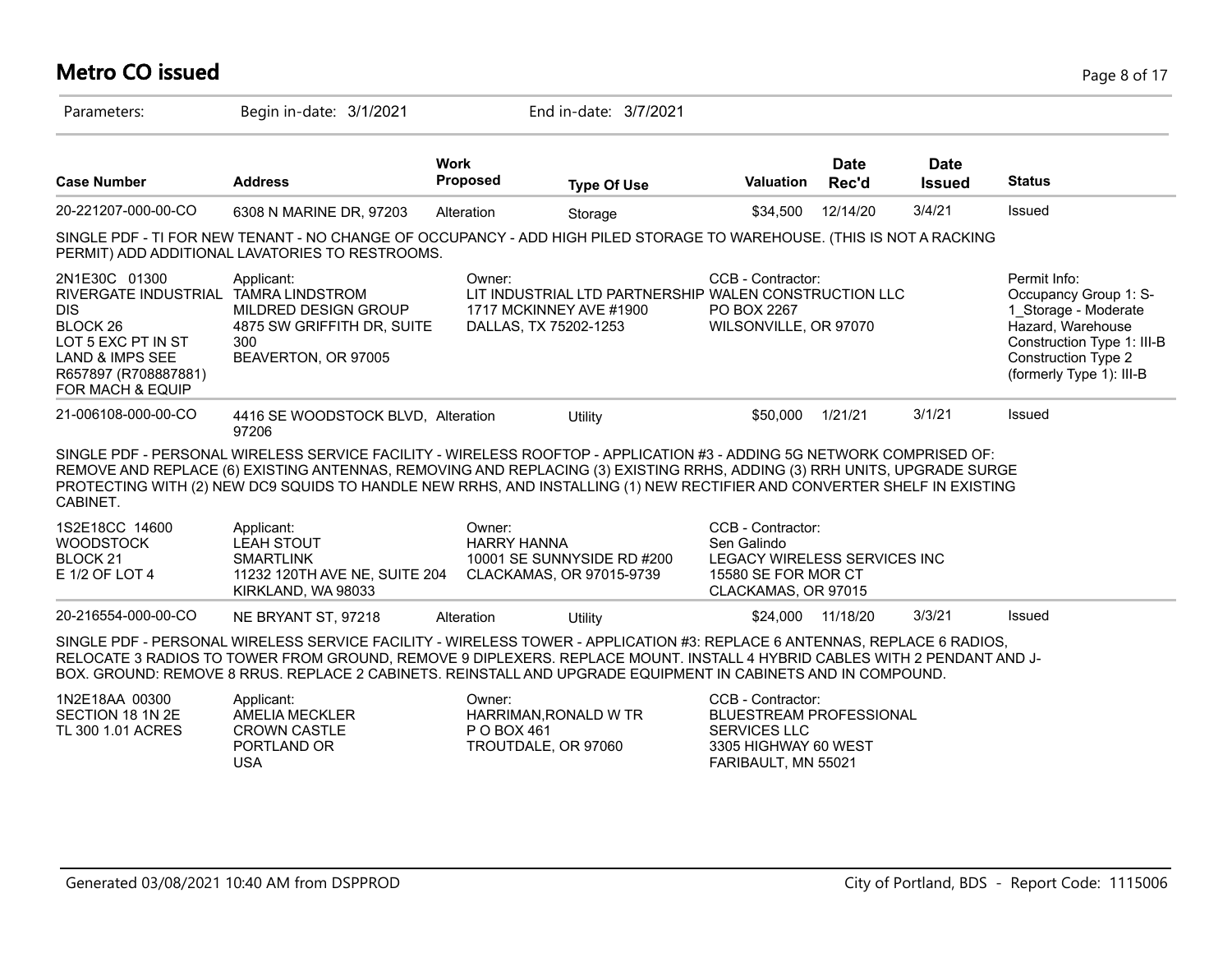# Metro CO issued

Parameters: Begin in-date: 3/1/2021 End in-date: 3/7/2021

| Case Number | Address | Work Proposed | Type Of Use | Valuation | Date Rec'd | Date Issued | Status |
|---|---|---|---|---|---|---|---|
| 20-221207-000-00-CO | 6308 N MARINE DR, 97203 | Alteration | Storage | $34,500 | 12/14/20 | 3/4/21 | Issued |

SINGLE PDF - TI FOR NEW TENANT - NO CHANGE OF OCCUPANCY - ADD HIGH PILED STORAGE TO WAREHOUSE. (THIS IS NOT A RACKING PERMIT) ADD ADDITIONAL LAVATORIES TO RESTROOMS.

| | Applicant: | Owner: | CCB - Contractor: | Permit Info: |
|---|---|---|---|---|
| 2N1E30C 01300<br>RIVERGATE INDUSTRIAL DIS<br>BLOCK 26<br>LOT 5 EXC PT IN ST<br>LAND & IMPS SEE R657897 (R708887881) FOR MACH & EQUIP | TAMRA LINDSTROM<br>MILDRED DESIGN GROUP<br>4875 SW GRIFFITH DR, SUITE 300<br>BEAVERTON, OR 97005 | LIT INDUSTRIAL LTD PARTNERSHIP<br>1717 MCKINNEY AVE #1900<br>DALLAS, TX 75202-1253 | WALEN CONSTRUCTION LLC<br>PO BOX 2267<br>WILSONVILLE, OR 97070 | Occupancy Group 1: S-1_Storage - Moderate Hazard, Warehouse<br>Construction Type 1: III-B<br>Construction Type 2 (formerly Type 1): III-B |

| Case Number | Address | Work Proposed | Type Of Use | Valuation | Date Rec'd | Date Issued | Status |
|---|---|---|---|---|---|---|---|
| 21-006108-000-00-CO | 4416 SE WOODSTOCK BLVD, 97206 | Alteration | Utility | $50,000 | 1/21/21 | 3/1/21 | Issued |

SINGLE PDF - PERSONAL WIRELESS SERVICE FACILITY - WIRELESS ROOFTOP - APPLICATION #3 - ADDING 5G NETWORK COMPRISED OF: REMOVE AND REPLACE (6) EXISTING ANTENNAS, REMOVING AND REPLACING (3) EXISTING RRHS, ADDING (3) RRH UNITS, UPGRADE SURGE PROTECTING WITH (2) NEW DC9 SQUIDS TO HANDLE NEW RRHS, AND INSTALLING (1) NEW RECTIFIER AND CONVERTER SHELF IN EXISTING CABINET.

| | Applicant: | Owner: | CCB - Contractor: |
|---|---|---|---|
| 1S2E18CC 14600<br>WOODSTOCK<br>BLOCK 21<br>E 1/2 OF LOT 4 | LEAH STOUT<br>SMARTLINK<br>11232 120TH AVE NE, SUITE 204<br>KIRKLAND, WA 98033 | HARRY HANNA<br>10001 SE SUNNYSIDE RD #200<br>CLACKAMAS, OR 97015-9739 | Sen Galindo<br>LEGACY WIRELESS SERVICES INC<br>15580 SE FOR MOR CT<br>CLACKAMAS, OR 97015 |

| Case Number | Address | Work Proposed | Type Of Use | Valuation | Date Rec'd | Date Issued | Status |
|---|---|---|---|---|---|---|---|
| 20-216554-000-00-CO | NE BRYANT ST, 97218 | Alteration | Utility | $24,000 | 11/18/20 | 3/3/21 | Issued |

SINGLE PDF - PERSONAL WIRELESS SERVICE FACILITY - WIRELESS TOWER - APPLICATION #3: REPLACE 6 ANTENNAS, REPLACE 6 RADIOS, RELOCATE 3 RADIOS TO TOWER FROM GROUND, REMOVE 9 DIPLEXERS. REPLACE MOUNT. INSTALL 4 HYBRID CABLES WITH 2 PENDANT AND J-BOX. GROUND: REMOVE 8 RRUS. REPLACE 2 CABINETS. REINSTALL AND UPGRADE EQUIPMENT IN CABINETS AND IN COMPOUND.

| | Applicant: | Owner: | CCB - Contractor: |
|---|---|---|---|
| 1N2E18AA 00300<br>SECTION 18 1N 2E<br>TL 300 1.01 ACRES | AMELIA MECKLER<br>CROWN CASTLE<br>PORTLAND OR<br>USA | HARRIMAN,RONALD W TR<br>P O BOX 461<br>TROUTDALE, OR 97060 | BLUESTREAM PROFESSIONAL SERVICES LLC<br>3305 HIGHWAY 60 WEST<br>FARIBAULT, MN 55021 |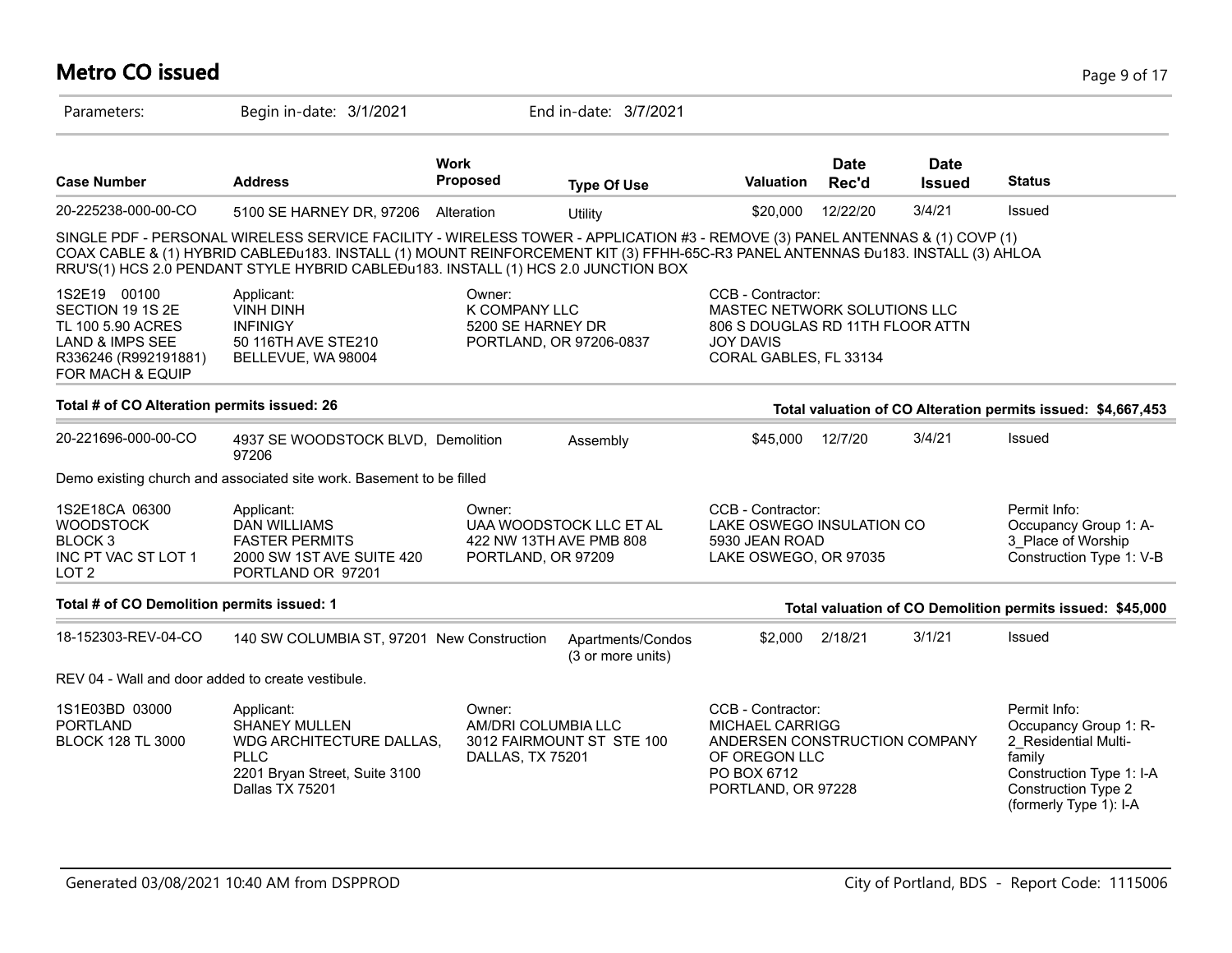## Metro CO issued

Parameters: Begin in-date: 3/1/2021 End in-date: 3/7/2021

| Case Number | Address | Work Proposed | Type Of Use | Valuation | Date Rec'd | Date Issued | Status |
|---|---|---|---|---|---|---|---|
| 20-225238-000-00-CO | 5100 SE HARNEY DR, 97206 | Alteration | Utility | $20,000 | 12/22/20 | 3/4/21 | Issued |

SINGLE PDF - PERSONAL WIRELESS SERVICE FACILITY - WIRELESS TOWER - APPLICATION #3 - REMOVE (3) PANEL ANTENNAS & (1) COVP (1) COAX CABLE & (1) HYBRID CABLEÐu183. INSTALL (1) MOUNT REINFORCEMENT KIT (3) FFHH-65C-R3 PANEL ANTENNAS Ðu183. INSTALL (3) AHLOA RRU'S(1) HCS 2.0 PENDANT STYLE HYBRID CABLEÐu183. INSTALL (1) HCS 2.0 JUNCTION BOX

1S2E19 00100
SECTION 19 1S 2E
TL 100 5.90 ACRES
LAND & IMPS SEE R336246 (R992191881) FOR MACH & EQUIP

Applicant:
VINH DINH
INFINIGY
50 116TH AVE STE210
BELLEVUE, WA 98004

Owner:
K COMPANY LLC
5200 SE HARNEY DR
PORTLAND, OR 97206-0837

CCB - Contractor:
MASTEC NETWORK SOLUTIONS LLC
806 S DOUGLAS RD 11TH FLOOR ATTN
JOY DAVIS
CORAL GABLES, FL 33134

**Total # of CO Alteration permits issued: 26** — **Total valuation of CO Alteration permits issued: $4,667,453**

| Case Number | Address | Work Proposed | Type Of Use | Valuation | Date Rec'd | Date Issued | Status |
|---|---|---|---|---|---|---|---|
| 20-221696-000-00-CO | 4937 SE WOODSTOCK BLVD, 97206 | Demolition | Assembly | $45,000 | 12/7/20 | 3/4/21 | Issued |

Demo existing church and associated site work. Basement to be filled

1S2E18CA 06300
WOODSTOCK
BLOCK 3
INC PT VAC ST LOT 1
LOT 2

Applicant:
DAN WILLIAMS
FASTER PERMITS
2000 SW 1ST AVE SUITE 420
PORTLAND OR 97201

Owner:
UAA WOODSTOCK LLC ET AL
422 NW 13TH AVE PMB 808
PORTLAND, OR 97209

CCB - Contractor:
LAKE OSWEGO INSULATION CO
5930 JEAN ROAD
LAKE OSWEGO, OR 97035

Permit Info:
Occupancy Group 1: A-3_Place of Worship
Construction Type 1: V-B

**Total # of CO Demolition permits issued: 1** — **Total valuation of CO Demolition permits issued: $45,000**

| Case Number | Address | Work Proposed | Type Of Use | Valuation | Date Rec'd | Date Issued | Status |
|---|---|---|---|---|---|---|---|
| 18-152303-REV-04-CO | 140 SW COLUMBIA ST, 97201 | New Construction | Apartments/Condos (3 or more units) | $2,000 | 2/18/21 | 3/1/21 | Issued |

REV 04 - Wall and door added to create vestibule.

1S1E03BD 03000
PORTLAND
BLOCK 128 TL 3000

Applicant:
SHANEY MULLEN
WDG ARCHITECTURE DALLAS, PLLC
2201 Bryan Street, Suite 3100
Dallas TX 75201

Owner:
AM/DRI COLUMBIA LLC
3012 FAIRMOUNT ST STE 100
DALLAS, TX 75201

CCB - Contractor:
MICHAEL CARRIGG
ANDERSEN CONSTRUCTION COMPANY OF OREGON LLC
PO BOX 6712
PORTLAND, OR 97228

Permit Info:
Occupancy Group 1: R-2_Residential Multi-family
Construction Type 1: I-A
Construction Type 2 (formerly Type 1): I-A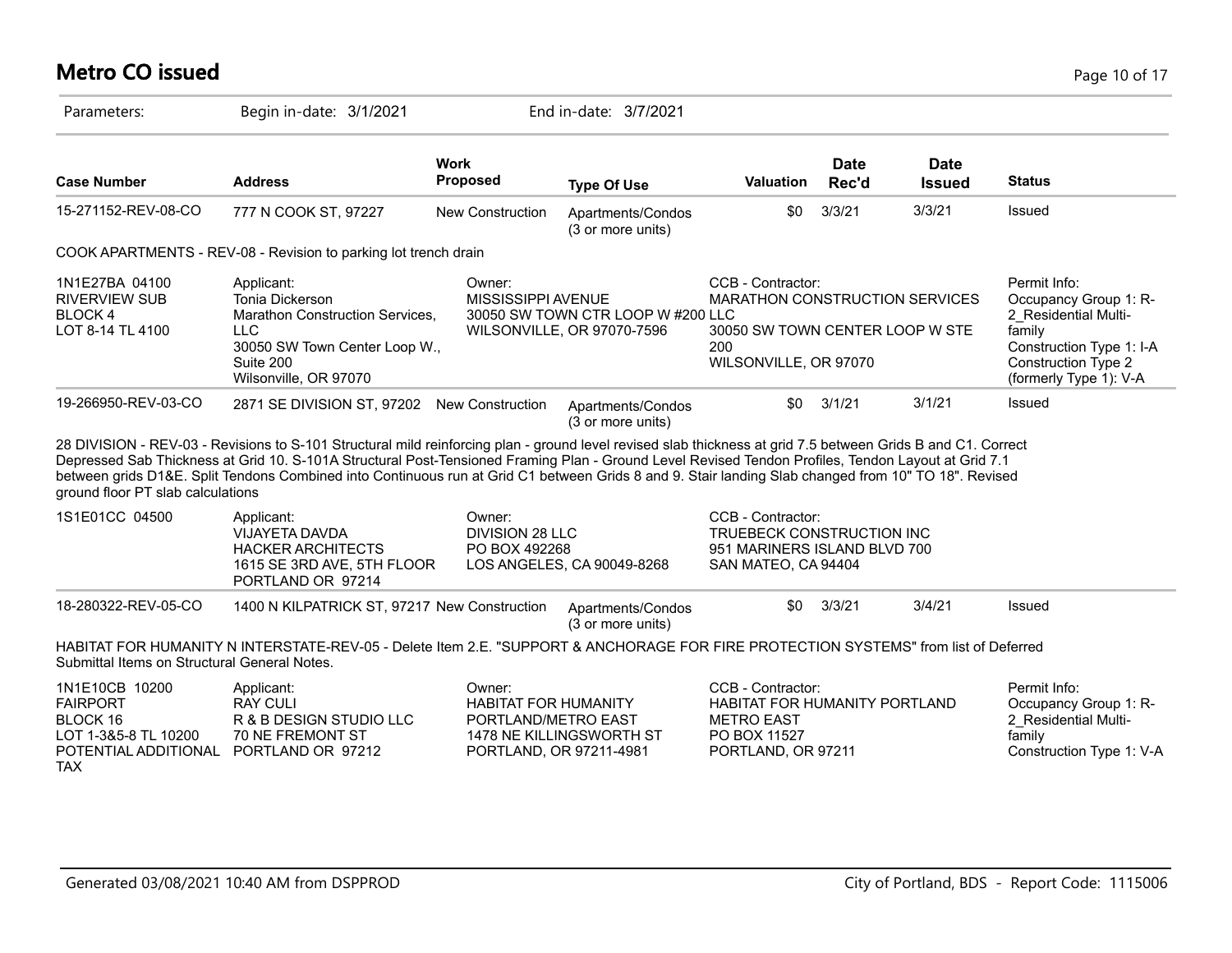# Metro CO issued

Parameters: Begin in-date: 3/1/2021 End in-date: 3/7/2021

| Case Number | Address | Work Proposed | Type Of Use | Valuation | Date Rec'd | Date Issued | Status |
|---|---|---|---|---|---|---|---|
| 15-271152-REV-08-CO | 777 N COOK ST, 97227 | New Construction | Apartments/Condos (3 or more units) | $0 | 3/3/21 | 3/3/21 | Issued |

COOK APARTMENTS - REV-08 - Revision to parking lot trench drain

| | Applicant | Owner | CCB - Contractor | Permit Info |
|---|---|---|---|---|
| 1N1E27BA 04100<br>RIVERVIEW SUB<br>BLOCK 4<br>LOT 8-14 TL 4100 | Applicant:<br>Tonia Dickerson<br>Marathon Construction Services, LLC<br>30050 SW Town Center Loop W., Suite 200<br>Wilsonville, OR 97070 | Owner:<br>MISSISSIPPI AVENUE<br>30050 SW TOWN CTR LOOP W #200 LLC<br>WILSONVILLE, OR 97070-7596 | CCB - Contractor:<br>MARATHON CONSTRUCTION SERVICES<br>30050 SW TOWN CENTER LOOP W STE 200<br>WILSONVILLE, OR 97070 | Permit Info:<br>Occupancy Group 1: R-2_Residential Multi-family<br>Construction Type 1: I-A<br>Construction Type 2 (formerly Type 1): V-A |

| Case Number | Address | Work Proposed | Type Of Use | Valuation | Date Rec'd | Date Issued | Status |
|---|---|---|---|---|---|---|---|
| 19-266950-REV-03-CO | 2871 SE DIVISION ST, 97202 | New Construction | Apartments/Condos (3 or more units) | $0 | 3/1/21 | 3/1/21 | Issued |

28 DIVISION - REV-03 - Revisions to S-101 Structural mild reinforcing plan - ground level revised slab thickness at grid 7.5 between Grids B and C1. Correct Depressed Sab Thickness at Grid 10. S-101A Structural Post-Tensioned Framing Plan - Ground Level Revised Tendon Profiles, Tendon Layout at Grid 7.1 between grids D1&E. Split Tendons Combined into Continuous run at Grid C1 between Grids 8 and 9. Stair landing Slab changed from 10" TO 18". Revised ground floor PT slab calculations

| | Applicant | Owner | CCB - Contractor |
|---|---|---|---|
| 1S1E01CC 04500 | Applicant:<br>VIJAYETA DAVDA<br>HACKER ARCHITECTS<br>1615 SE 3RD AVE, 5TH FLOOR<br>PORTLAND OR 97214 | Owner:<br>DIVISION 28 LLC<br>PO BOX 492268<br>LOS ANGELES, CA 90049-8268 | CCB - Contractor:<br>TRUEBECK CONSTRUCTION INC<br>951 MARINERS ISLAND BLVD 700<br>SAN MATEO, CA 94404 |

| Case Number | Address | Work Proposed | Type Of Use | Valuation | Date Rec'd | Date Issued | Status |
|---|---|---|---|---|---|---|---|
| 18-280322-REV-05-CO | 1400 N KILPATRICK ST, 97217 | New Construction | Apartments/Condos (3 or more units) | $0 | 3/3/21 | 3/4/21 | Issued |

HABITAT FOR HUMANITY N INTERSTATE-REV-05 - Delete Item 2.E. "SUPPORT & ANCHORAGE FOR FIRE PROTECTION SYSTEMS" from list of Deferred Submittal Items on Structural General Notes.

| | Applicant | Owner | CCB - Contractor | Permit Info |
|---|---|---|---|---|
| 1N1E10CB 10200<br>FAIRPORT<br>BLOCK 16<br>LOT 1-3&5-8 TL 10200<br>POTENTIAL ADDITIONAL TAX | Applicant:<br>RAY CULI<br>R & B DESIGN STUDIO LLC<br>70 NE FREMONT ST<br>PORTLAND OR 97212 | Owner:<br>HABITAT FOR HUMANITY PORTLAND/METRO EAST<br>1478 NE KILLINGSWORTH ST<br>PORTLAND, OR 97211-4981 | CCB - Contractor:<br>HABITAT FOR HUMANITY PORTLAND METRO EAST<br>PO BOX 11527<br>PORTLAND, OR 97211 | Permit Info:<br>Occupancy Group 1: R-2_Residential Multi-family<br>Construction Type 1: V-A |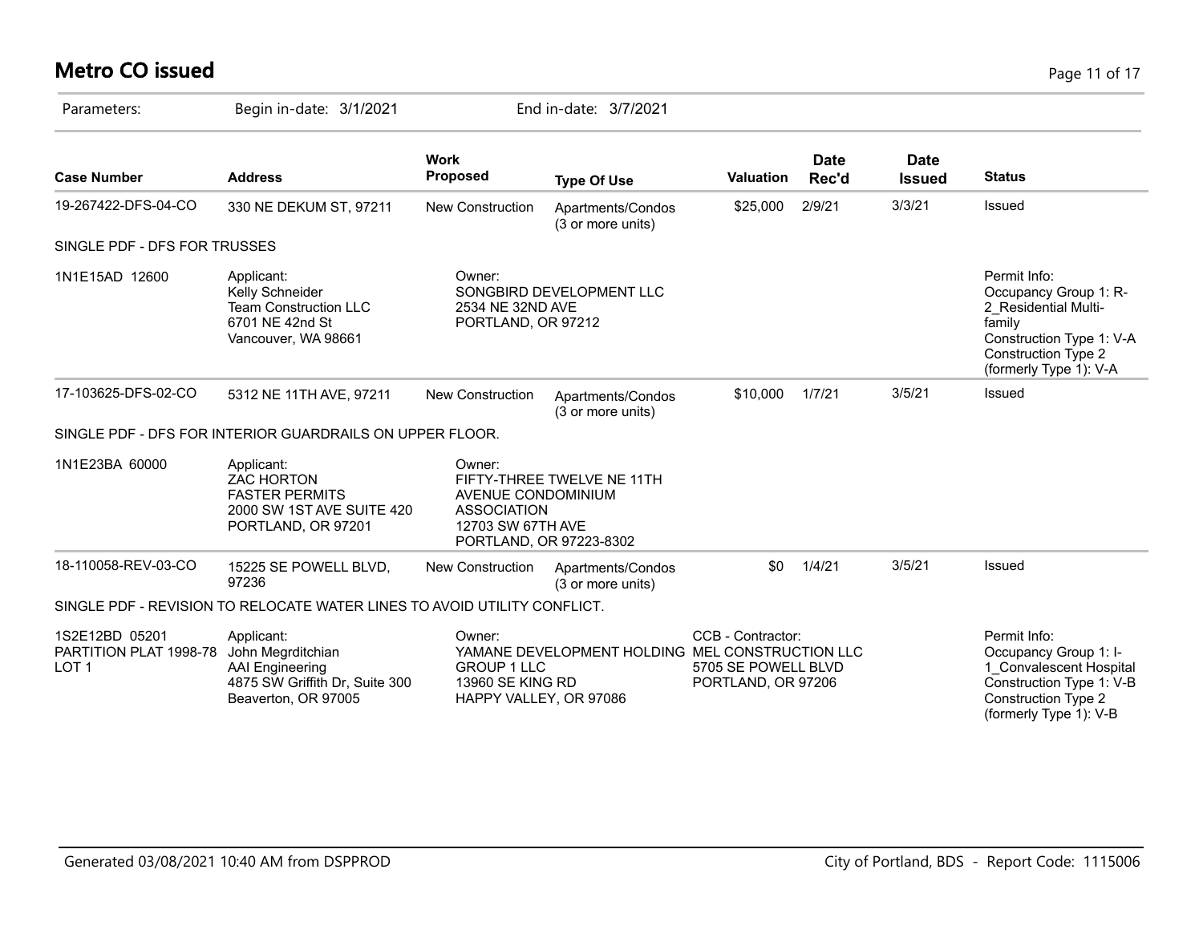# Metro CO issued

Parameters: Begin in-date: 3/1/2021 End in-date: 3/7/2021

| Case Number | Address | Work Proposed | Type Of Use | Valuation | Date Rec'd | Date Issued | Status |
|---|---|---|---|---|---|---|---|
| 19-267422-DFS-04-CO | 330 NE DEKUM ST, 97211 | New Construction | Apartments/Condos (3 or more units) | $25,000 | 2/9/21 | 3/3/21 | Issued |
| SINGLE PDF - DFS FOR TRUSSES | | | | | | | |
| 1N1E15AD 12600 | Applicant: Kelly Schneider Team Construction LLC 6701 NE 42nd St Vancouver, WA 98661 | Owner: SONGBIRD DEVELOPMENT LLC 2534 NE 32ND AVE PORTLAND, OR 97212 | | | | | Permit Info: Occupancy Group 1: R-2_Residential Multi-family Construction Type 1: V-A Construction Type 2 (formerly Type 1): V-A |
| 17-103625-DFS-02-CO | 5312 NE 11TH AVE, 97211 | New Construction | Apartments/Condos (3 or more units) | $10,000 | 1/7/21 | 3/5/21 | Issued |
| SINGLE PDF - DFS FOR INTERIOR GUARDRAILS ON UPPER FLOOR. | | | | | | | |
| 1N1E23BA 60000 | Applicant: ZAC HORTON FASTER PERMITS 2000 SW 1ST AVE SUITE 420 PORTLAND, OR 97201 | Owner: FIFTY-THREE TWELVE NE 11TH AVENUE CONDOMINIUM ASSOCIATION 12703 SW 67TH AVE PORTLAND, OR 97223-8302 | | | | | |
| 18-110058-REV-03-CO | 15225 SE POWELL BLVD, 97236 | New Construction | Apartments/Condos (3 or more units) | $0 | 1/4/21 | 3/5/21 | Issued |
| SINGLE PDF - REVISION TO RELOCATE WATER LINES TO AVOID UTILITY CONFLICT. | | | | | | | |
| 1S2E12BD 05201 PARTITION PLAT 1998-78 LOT 1 | Applicant: John Megrditchian AAI Engineering 4875 SW Griffith Dr, Suite 300 Beaverton, OR 97005 | Owner: YAMANE DEVELOPMENT HOLDING GROUP 1 LLC 13960 SE KING RD HAPPY VALLEY, OR 97086 | | CCB - Contractor: MEL CONSTRUCTION LLC 5705 SE POWELL BLVD PORTLAND, OR 97206 | | | Permit Info: Occupancy Group 1: I-1_Convalescent Hospital Construction Type 1: V-B Construction Type 2 (formerly Type 1): V-B |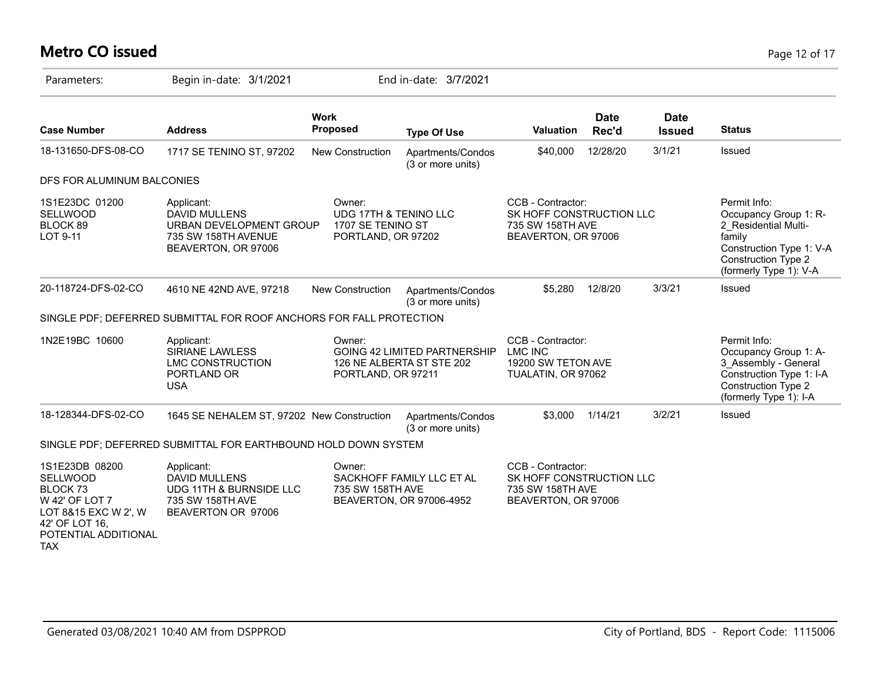# Metro CO issued

Parameters: Begin in-date: 3/1/2021 End in-date: 3/7/2021

| Case Number | Address | Work Proposed | Type Of Use | Valuation | Date Rec'd | Date Issued | Status |
|---|---|---|---|---|---|---|---|
| 18-131650-DFS-08-CO | 1717 SE TENINO ST, 97202 | New Construction | Apartments/Condos (3 or more units) | $40,000 | 12/28/20 | 3/1/21 | Issued |
| DFS FOR ALUMINUM BALCONIES | | | | | | | |
| 1S1E23DC 01200 SELLWOOD BLOCK 89 LOT 9-11 | Applicant: DAVID MULLENS URBAN DEVELOPMENT GROUP 735 SW 158TH AVENUE BEAVERTON, OR 97006 | Owner: UDG 17TH & TENINO LLC 1707 SE TENINO ST PORTLAND, OR 97202 | | CCB - Contractor: SK HOFF CONSTRUCTION LLC 735 SW 158TH AVE BEAVERTON, OR 97006 | | | Permit Info: Occupancy Group 1: R-2_Residential Multi-family Construction Type 1: V-A Construction Type 2 (formerly Type 1): V-A |
| 20-118724-DFS-02-CO | 4610 NE 42ND AVE, 97218 | New Construction | Apartments/Condos (3 or more units) | $5,280 | 12/8/20 | 3/3/21 | Issued |
| SINGLE PDF; DEFERRED SUBMITTAL FOR ROOF ANCHORS FOR FALL PROTECTION | | | | | | | |
| 1N2E19BC 10600 | Applicant: SIRIANE LAWLESS LMC CONSTRUCTION PORTLAND OR USA | Owner: GOING 42 LIMITED PARTNERSHIP 126 NE ALBERTA ST STE 202 PORTLAND, OR 97211 | | CCB - Contractor: LMC INC 19200 SW TETON AVE TUALATIN, OR 97062 | | | Permit Info: Occupancy Group 1: A-3_Assembly - General Construction Type 1: I-A Construction Type 2 (formerly Type 1): I-A |
| 18-128344-DFS-02-CO | 1645 SE NEHALEM ST, 97202 | New Construction | Apartments/Condos (3 or more units) | $3,000 | 1/14/21 | 3/2/21 | Issued |
| SINGLE PDF; DEFERRED SUBMITTAL FOR EARTHBOUND HOLD DOWN SYSTEM | | | | | | | |
| 1S1E23DB 08200 SELLWOOD BLOCK 73 W 42' OF LOT 7 LOT 8&15 EXC W 2', W 42' OF LOT 16, POTENTIAL ADDITIONAL TAX | Applicant: DAVID MULLENS UDG 11TH & BURNSIDE LLC 735 SW 158TH AVE BEAVERTON OR 97006 | Owner: SACKHOFF FAMILY LLC ET AL 735 SW 158TH AVE BEAVERTON, OR 97006-4952 | | CCB - Contractor: SK HOFF CONSTRUCTION LLC 735 SW 158TH AVE BEAVERTON, OR 97006 | | | |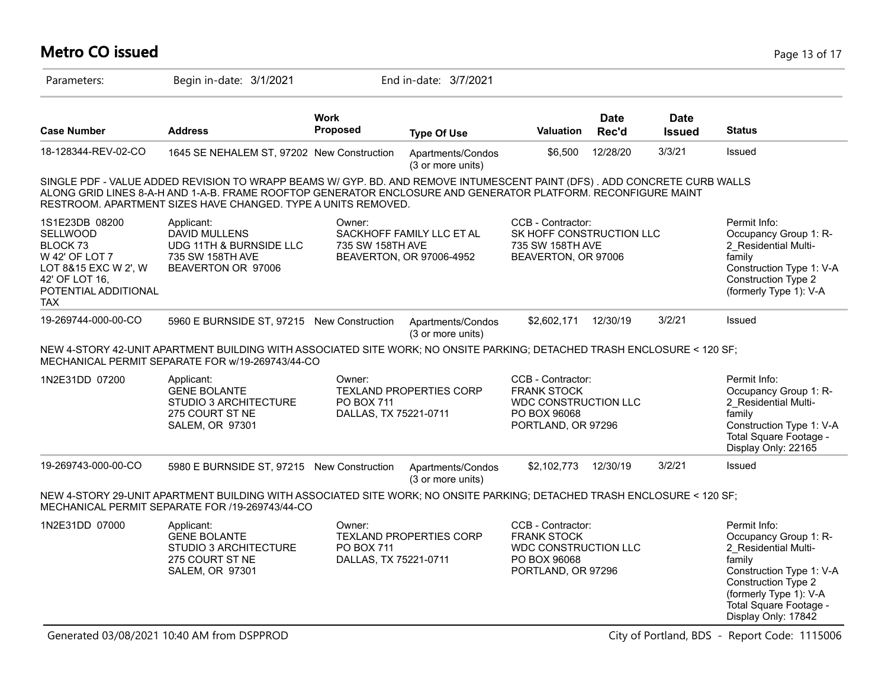# Metro CO issued

Parameters: Begin in-date: 3/1/2021 End in-date: 3/7/2021

| Case Number | Address | Work Proposed | Type Of Use | Valuation | Date Rec'd | Date Issued | Status |
|---|---|---|---|---|---|---|---|
| 18-128344-REV-02-CO | 1645 SE NEHALEM ST, 97202 | New Construction | Apartments/Condos (3 or more units) | $6,500 | 12/28/20 | 3/3/21 | Issued |

SINGLE PDF - VALUE ADDED REVISION TO WRAPP BEAMS W/ GYP. BD. AND REMOVE INTUMESCENT PAINT (DFS) . ADD CONCRETE CURB WALLS ALONG GRID LINES 8-A-H AND 1-A-B. FRAME ROOFTOP GENERATOR ENCLOSURE AND GENERATOR PLATFORM. RECONFIGURE MAINT RESTROOM. APARTMENT SIZES HAVE CHANGED. TYPE A UNITS REMOVED.

| Legal | Applicant | Owner | CCB - Contractor | Permit Info |
|---|---|---|---|---|
| 1S1E23DB 08200 SELLWOOD BLOCK 73 W 42' OF LOT 7 LOT 8&15 EXC W 2', W 42' OF LOT 16, POTENTIAL ADDITIONAL TAX | DAVID MULLENS UDG 11TH & BURNSIDE LLC 735 SW 158TH AVE BEAVERTON OR 97006 | SACKHOFF FAMILY LLC ET AL 735 SW 158TH AVE BEAVERTON, OR 97006-4952 | SK HOFF CONSTRUCTION LLC 735 SW 158TH AVE BEAVERTON, OR 97006 | Occupancy Group 1: R-2_Residential Multi-family; Construction Type 1: V-A; Construction Type 2 (formerly Type 1): V-A |

| Case Number | Address | Work Proposed | Type Of Use | Valuation | Date Rec'd | Date Issued | Status |
|---|---|---|---|---|---|---|---|
| 19-269744-000-00-CO | 5960 E BURNSIDE ST, 97215 | New Construction | Apartments/Condos (3 or more units) | $2,602,171 | 12/30/19 | 3/2/21 | Issued |

NEW 4-STORY 42-UNIT APARTMENT BUILDING WITH ASSOCIATED SITE WORK; NO ONSITE PARKING; DETACHED TRASH ENCLOSURE < 120 SF; MECHANICAL PERMIT SEPARATE FOR w/19-269743/44-CO

| Legal | Applicant | Owner | CCB - Contractor | Permit Info |
|---|---|---|---|---|
| 1N2E31DD 07200 | GENE BOLANTE STUDIO 3 ARCHITECTURE 275 COURT ST NE SALEM, OR 97301 | TEXLAND PROPERTIES CORP PO BOX 711 DALLAS, TX 75221-0711 | FRANK STOCK WDC CONSTRUCTION LLC PO BOX 96068 PORTLAND, OR 97296 | Occupancy Group 1: R-2_Residential Multi-family; Construction Type 1: V-A; Total Square Footage - Display Only: 22165 |

| Case Number | Address | Work Proposed | Type Of Use | Valuation | Date Rec'd | Date Issued | Status |
|---|---|---|---|---|---|---|---|
| 19-269743-000-00-CO | 5980 E BURNSIDE ST, 97215 | New Construction | Apartments/Condos (3 or more units) | $2,102,773 | 12/30/19 | 3/2/21 | Issued |

NEW 4-STORY 29-UNIT APARTMENT BUILDING WITH ASSOCIATED SITE WORK; NO ONSITE PARKING; DETACHED TRASH ENCLOSURE < 120 SF; MECHANICAL PERMIT SEPARATE FOR /19-269743/44-CO

| Legal | Applicant | Owner | CCB - Contractor | Permit Info |
|---|---|---|---|---|
| 1N2E31DD 07000 | GENE BOLANTE STUDIO 3 ARCHITECTURE 275 COURT ST NE SALEM, OR 97301 | TEXLAND PROPERTIES CORP PO BOX 711 DALLAS, TX 75221-0711 | FRANK STOCK WDC CONSTRUCTION LLC PO BOX 96068 PORTLAND, OR 97296 | Occupancy Group 1: R-2_Residential Multi-family; Construction Type 1: V-A; Construction Type 2 (formerly Type 1): V-A; Total Square Footage - Display Only: 17842 |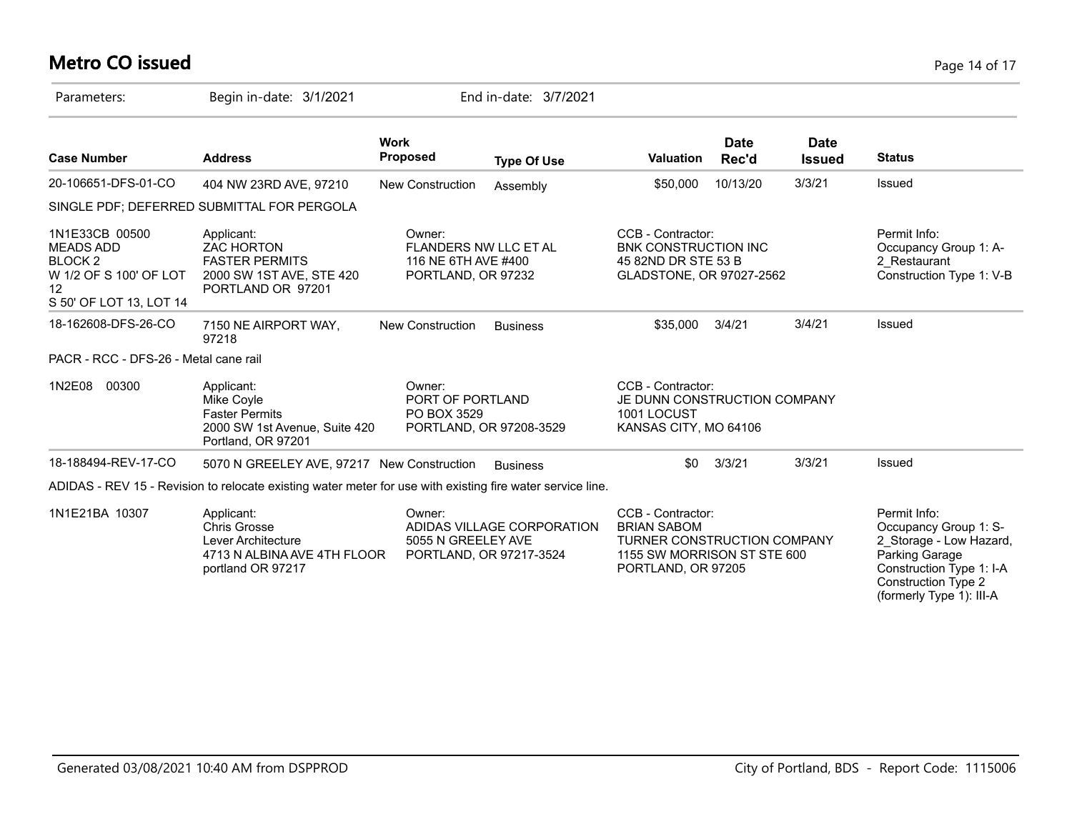# Metro CO issued

Parameters: Begin in-date: 3/1/2021 End in-date: 3/7/2021

| Case Number | Address | Work Proposed | Type Of Use | Valuation | Date Rec'd | Date Issued | Status |
|---|---|---|---|---|---|---|---|
| 20-106651-DFS-01-CO | 404 NW 23RD AVE, 97210 | New Construction | Assembly | $50,000 | 10/13/20 | 3/3/21 | Issued |

SINGLE PDF; DEFERRED SUBMITTAL FOR PERGOLA

1N1E33CB 00500
MEADS ADD
BLOCK 2
W 1/2 OF S 100' OF LOT 12
S 50' OF LOT 13, LOT 14

Applicant:
ZAC HORTON
FASTER PERMITS
2000 SW 1ST AVE, STE 420
PORTLAND OR 97201

Owner:
FLANDERS NW LLC ET AL
116 NE 6TH AVE #400
PORTLAND, OR 97232

CCB - Contractor:
BNK CONSTRUCTION INC
45 82ND DR STE 53 B
GLADSTONE, OR 97027-2562

Permit Info:
Occupancy Group 1: A-2_Restaurant
Construction Type 1: V-B

| Case Number | Address | Work Proposed | Type Of Use | Valuation | Date Rec'd | Date Issued | Status |
|---|---|---|---|---|---|---|---|
| 18-162608-DFS-26-CO | 7150 NE AIRPORT WAY, 97218 | New Construction | Business | $35,000 | 3/4/21 | 3/4/21 | Issued |

PACR - RCC - DFS-26 - Metal cane rail

1N2E08 00300

Applicant:
Mike Coyle
Faster Permits
2000 SW 1st Avenue, Suite 420
Portland, OR 97201

Owner:
PORT OF PORTLAND
PO BOX 3529
PORTLAND, OR 97208-3529

CCB - Contractor:
JE DUNN CONSTRUCTION COMPANY
1001 LOCUST
KANSAS CITY, MO 64106

| Case Number | Address | Work Proposed | Type Of Use | Valuation | Date Rec'd | Date Issued | Status |
|---|---|---|---|---|---|---|---|
| 18-188494-REV-17-CO | 5070 N GREELEY AVE, 97217 | New Construction | Business | $0 | 3/3/21 | 3/3/21 | Issued |

ADIDAS - REV 15 - Revision to relocate existing water meter for use with existing fire water service line.

1N1E21BA 10307

Applicant:
Chris Grosse
Lever Architecture
4713 N ALBINA AVE 4TH FLOOR
portland OR 97217

Owner:
ADIDAS VILLAGE CORPORATION
5055 N GREELEY AVE
PORTLAND, OR 97217-3524

CCB - Contractor:
BRIAN SABOM
TURNER CONSTRUCTION COMPANY
1155 SW MORRISON ST STE 600
PORTLAND, OR 97205

Permit Info:
Occupancy Group 1: S-2_Storage - Low Hazard, Parking Garage
Construction Type 1: I-A
Construction Type 2 (formerly Type 1): III-A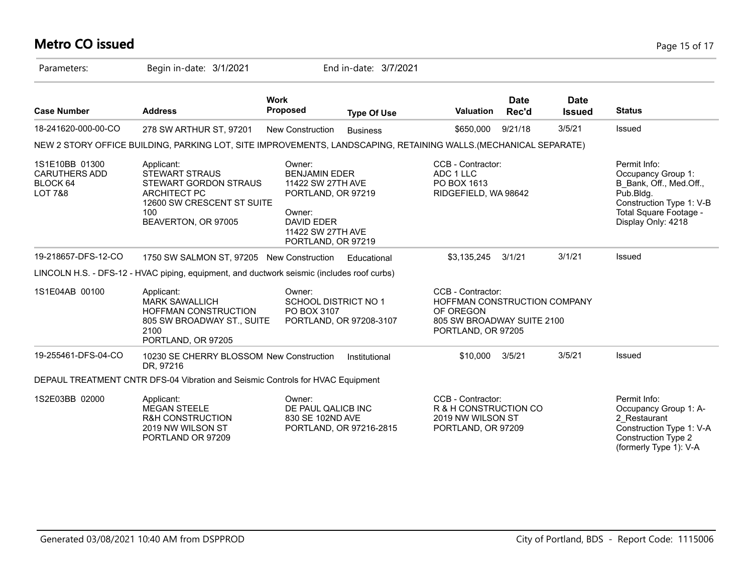# Metro CO issued

Parameters: Begin in-date: 3/1/2021 End in-date: 3/7/2021

| Case Number | Address | Work Proposed | Type Of Use | Valuation | Date Rec'd | Date Issued | Status |
|---|---|---|---|---|---|---|---|
| 18-241620-000-00-CO | 278 SW ARTHUR ST, 97201 | New Construction | Business | $650,000 | 9/21/18 | 3/5/21 | Issued |

NEW 2 STORY OFFICE BUILDING, PARKING LOT, SITE IMPROVEMENTS, LANDSCAPING, RETAINING WALLS.(MECHANICAL SEPARATE)

1S1E10BB 01300
CARUTHERS ADD
BLOCK 64
LOT 7&8

Applicant:
STEWART STRAUS
STEWART GORDON STRAUS ARCHITECT PC
12600 SW CRESCENT ST SUITE 100
BEAVERTON, OR 97005

Owner:
BENJAMIN EDER
11422 SW 27TH AVE
PORTLAND, OR 97219

Owner:
DAVID EDER
11422 SW 27TH AVE
PORTLAND, OR 97219

CCB - Contractor:
ADC 1 LLC
PO BOX 1613
RIDGEFIELD, WA 98642

Permit Info:
Occupancy Group 1: B_Bank, Off., Med.Off., Pub.Bldg.
Construction Type 1: V-B
Total Square Footage - Display Only: 4218

| Case Number | Address | Work Proposed | Type Of Use | Valuation | Date Rec'd | Date Issued | Status |
|---|---|---|---|---|---|---|---|
| 19-218657-DFS-12-CO | 1750 SW SALMON ST, 97205 | New Construction | Educational | $3,135,245 | 3/1/21 | 3/1/21 | Issued |

LINCOLN H.S. - DFS-12 - HVAC piping, equipment, and ductwork seismic (includes roof curbs)

1S1E04AB 00100

Applicant:
MARK SAWALLICH
HOFFMAN CONSTRUCTION
805 SW BROADWAY ST., SUITE 2100
PORTLAND, OR 97205

Owner:
SCHOOL DISTRICT NO 1
PO BOX 3107
PORTLAND, OR 97208-3107

CCB - Contractor:
HOFFMAN CONSTRUCTION COMPANY OF OREGON
805 SW BROADWAY SUITE 2100
PORTLAND, OR 97205

| Case Number | Address | Work Proposed | Type Of Use | Valuation | Date Rec'd | Date Issued | Status |
|---|---|---|---|---|---|---|---|
| 19-255461-DFS-04-CO | 10230 SE CHERRY BLOSSOM DR, 97216 | New Construction | Institutional | $10,000 | 3/5/21 | 3/5/21 | Issued |

DEPAUL TREATMENT CNTR DFS-04 Vibration and Seismic Controls for HVAC Equipment

1S2E03BB 02000

Applicant:
MEGAN STEELE
R&H CONSTRUCTION
2019 NW WILSON ST
PORTLAND OR 97209

Owner:
DE PAUL QALICB INC
830 SE 102ND AVE
PORTLAND, OR 97216-2815

CCB - Contractor:
R & H CONSTRUCTION CO
2019 NW WILSON ST
PORTLAND, OR 97209

Permit Info:
Occupancy Group 1: A-2_Restaurant
Construction Type 1: V-A
Construction Type 2 (formerly Type 1): V-A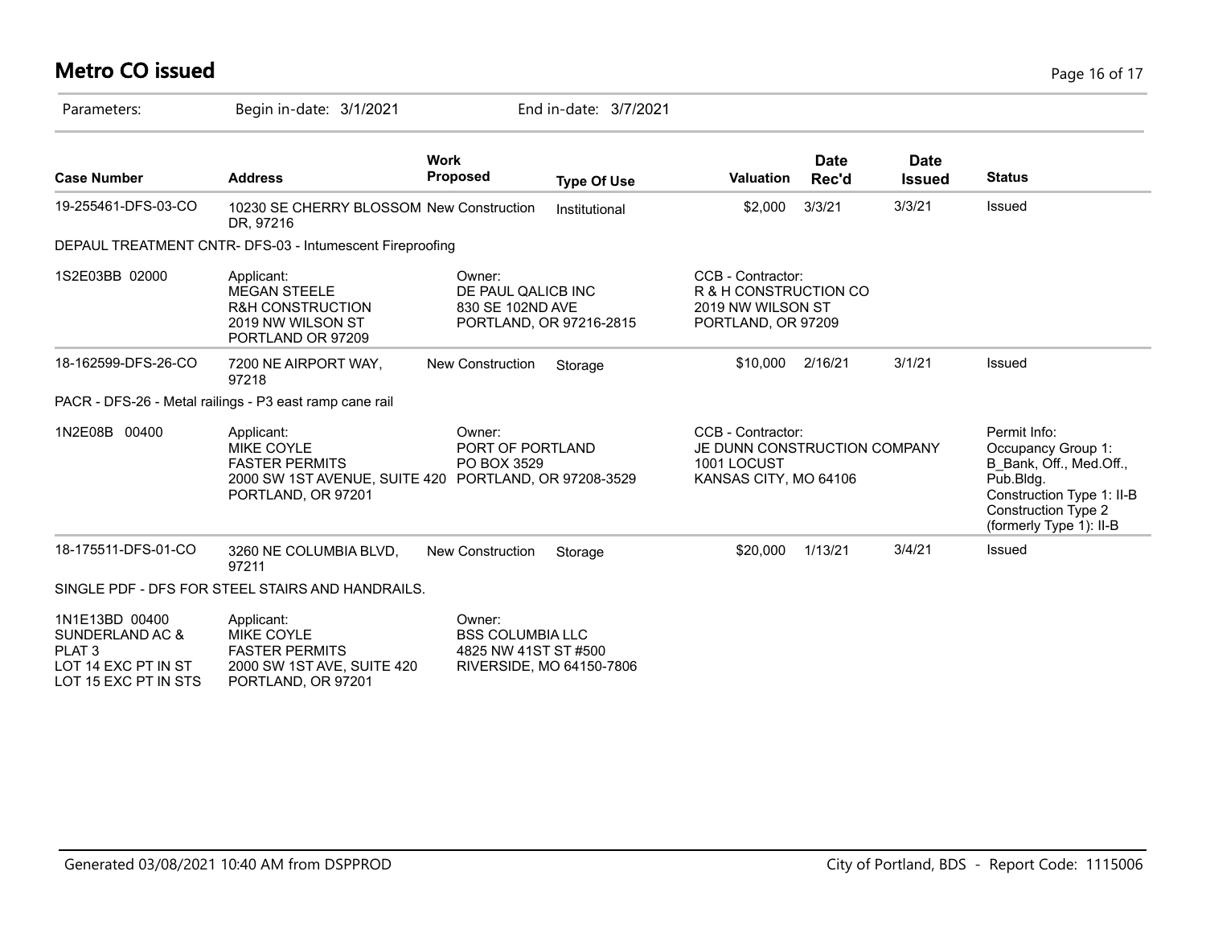# Metro CO issued

Parameters: Begin in-date: 3/1/2021 End in-date: 3/7/2021

| Case Number | Address | Work Proposed | Type Of Use | Valuation | Date Rec'd | Date Issued | Status |
|---|---|---|---|---|---|---|---|
| 19-255461-DFS-03-CO | 10230 SE CHERRY BLOSSOM DR, 97216 | New Construction | Institutional | $2,000 | 3/3/21 | 3/3/21 | Issued |
| DEPAUL TREATMENT CNTR- DFS-03 - Intumescent Fireproofing | | | | | | | |
| 1S2E03BB 02000 | Applicant: MEGAN STEELE R&H CONSTRUCTION 2019 NW WILSON ST PORTLAND OR 97209 | Owner: DE PAUL QALICB INC 830 SE 102ND AVE PORTLAND, OR 97216-2815 | | CCB - Contractor: R & H CONSTRUCTION CO 2019 NW WILSON ST PORTLAND, OR 97209 | | | |
| 18-162599-DFS-26-CO | 7200 NE AIRPORT WAY, 97218 | New Construction | Storage | $10,000 | 2/16/21 | 3/1/21 | Issued |
| PACR - DFS-26 - Metal railings - P3 east ramp cane rail | | | | | | | |
| 1N2E08B 00400 | Applicant: MIKE COYLE FASTER PERMITS 2000 SW 1ST AVENUE, SUITE 420 PORTLAND, OR 97201 | Owner: PORT OF PORTLAND PO BOX 3529 PORTLAND, OR 97208-3529 | | CCB - Contractor: JE DUNN CONSTRUCTION COMPANY 1001 LOCUST KANSAS CITY, MO 64106 | | | Permit Info: Occupancy Group 1: B_Bank, Off., Med.Off., Pub.Bldg. Construction Type 1: II-B Construction Type 2 (formerly Type 1): II-B |
| 18-175511-DFS-01-CO | 3260 NE COLUMBIA BLVD, 97211 | New Construction | Storage | $20,000 | 1/13/21 | 3/4/21 | Issued |
| SINGLE PDF - DFS FOR STEEL STAIRS AND HANDRAILS. | | | | | | | |
| 1N1E13BD 00400 SUNDERLAND AC & PLAT 3 LOT 14 EXC PT IN ST LOT 15 EXC PT IN STS | Applicant: MIKE COYLE FASTER PERMITS 2000 SW 1ST AVE, SUITE 420 PORTLAND, OR 97201 | Owner: BSS COLUMBIA LLC 4825 NW 41ST ST #500 RIVERSIDE, MO 64150-7806 | | | | | |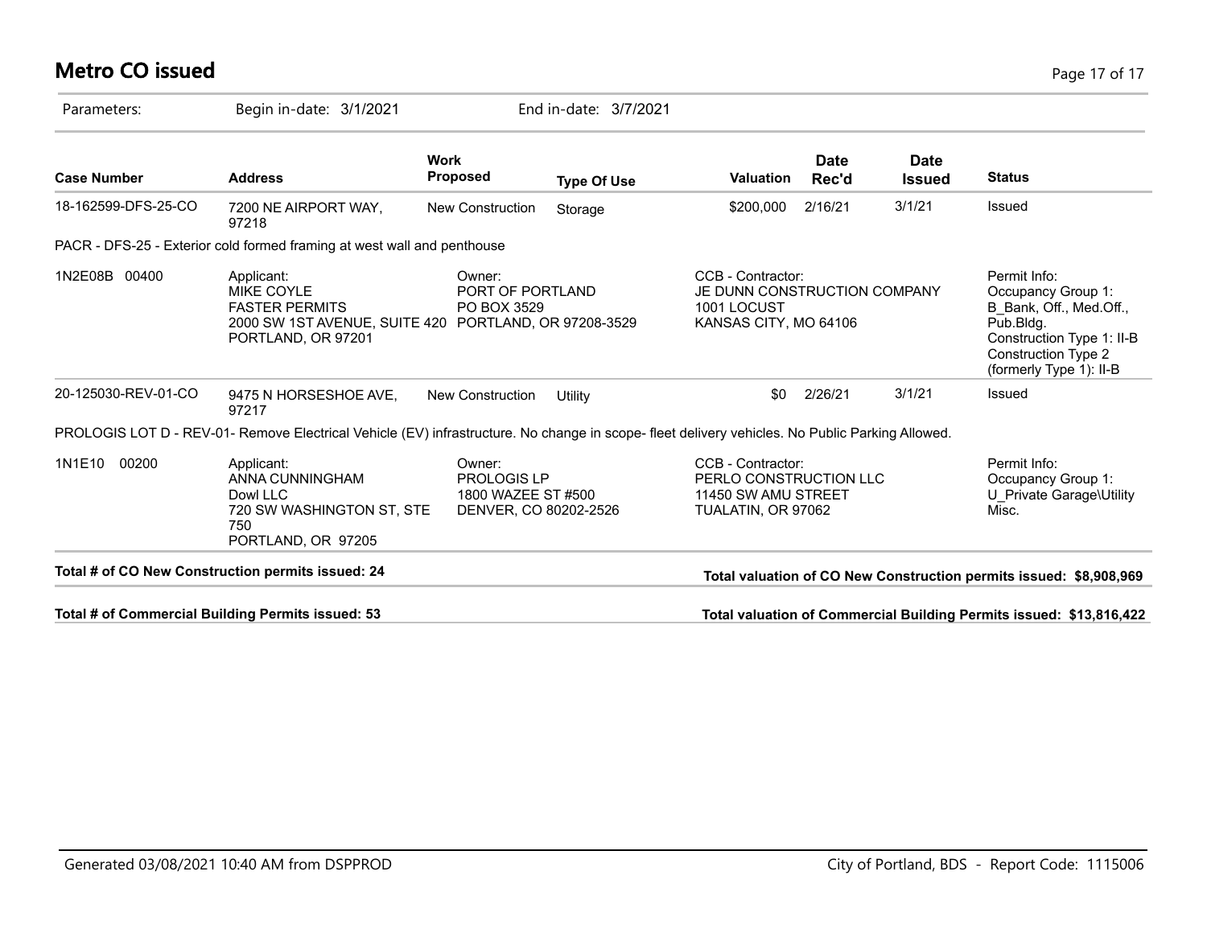# Metro CO issued

Parameters: Begin in-date: 3/1/2021 End in-date: 3/7/2021

| Case Number | Address | Work Proposed | Type Of Use | Valuation | Date Rec'd | Date Issued | Status |
|---|---|---|---|---|---|---|---|
| 18-162599-DFS-25-CO | 7200 NE AIRPORT WAY, 97218 | New Construction | Storage | $200,000 | 2/16/21 | 3/1/21 | Issued |
| PACR - DFS-25 - Exterior cold formed framing at west wall and penthouse | | | | | | | |
| 1N2E08B 00400 | Applicant: MIKE COYLE FASTER PERMITS 2000 SW 1ST AVENUE, SUITE 420 PORTLAND, OR 97201 | Owner: PORT OF PORTLAND PO BOX 3529 PORTLAND, OR 97208-3529 | | CCB - Contractor: JE DUNN CONSTRUCTION COMPANY 1001 LOCUST KANSAS CITY, MO 64106 | | | Permit Info: Occupancy Group 1: B_Bank, Off., Med.Off., Pub.Bldg. Construction Type 1: II-B Construction Type 2 (formerly Type 1): II-B |
| 20-125030-REV-01-CO | 9475 N HORSESHOE AVE, 97217 | New Construction | Utility | $0 | 2/26/21 | 3/1/21 | Issued |
| PROLOGIS LOT D - REV-01- Remove Electrical Vehicle (EV) infrastructure. No change in scope- fleet delivery vehicles. No Public Parking Allowed. | | | | | | | |
| 1N1E10 00200 | Applicant: ANNA CUNNINGHAM Dowl LLC 720 SW WASHINGTON ST, STE 750 PORTLAND, OR 97205 | Owner: PROLOGIS LP 1800 WAZEE ST #500 DENVER, CO 80202-2526 | | CCB - Contractor: PERLO CONSTRUCTION LLC 11450 SW AMU STREET TUALATIN, OR 97062 | | | Permit Info: Occupancy Group 1: U_Private Garage\Utility Misc. |

**Total # of CO New Construction permits issued: 24**

**Total valuation of CO New Construction permits issued: $8,908,969**

**Total # of Commercial Building Permits issued: 53**

**Total valuation of Commercial Building Permits issued: $13,816,422**

Generated 03/08/2021 10:40 AM from DSPPROD

City of Portland, BDS - Report Code: 1115006